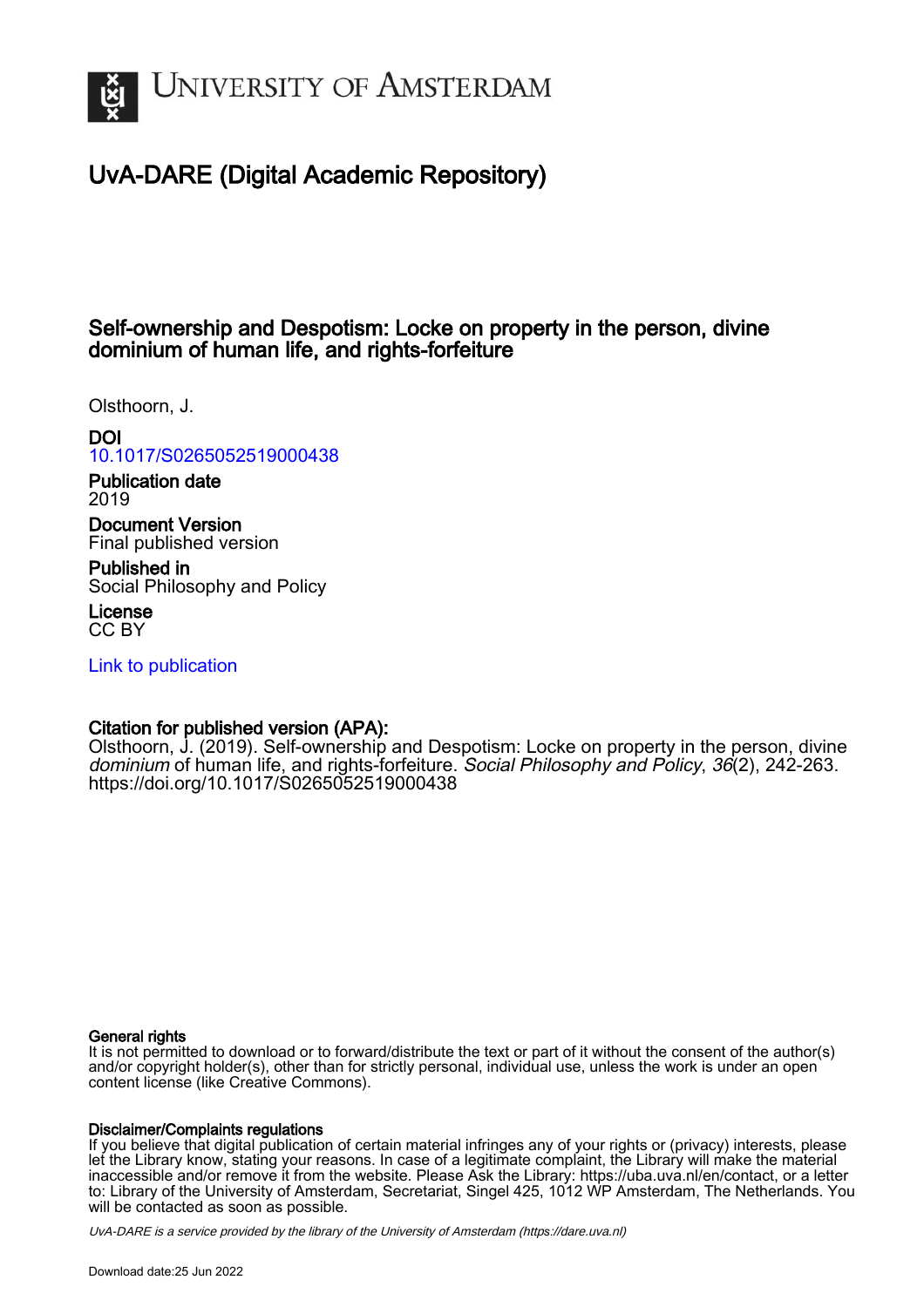# University of Amsterdam

## UvA-DARE (Digital Academic Repository)

### Self-ownership and Despotism: Locke on property in the person, divine dominium of human life, and rights-forfeiture

Olsthoorn, J.

**DOI**
10.1017/S0265052519000438

**Publication date**
2019

**Document Version**
Final published version

**Published in**
Social Philosophy and Policy

**License**
CC BY

Link to publication

**Citation for published version (APA):**
Olsthoorn, J. (2019). Self-ownership and Despotism: Locke on property in the person, divine *dominium* of human life, and rights-forfeiture. *Social Philosophy and Policy*, *36*(2), 242-263. https://doi.org/10.1017/S0265052519000438

**General rights**
It is not permitted to download or to forward/distribute the text or part of it without the consent of the author(s) and/or copyright holder(s), other than for strictly personal, individual use, unless the work is under an open content license (like Creative Commons).

**Disclaimer/Complaints regulations**
If you believe that digital publication of certain material infringes any of your rights or (privacy) interests, please let the Library know, stating your reasons. In case of a legitimate complaint, the Library will make the material inaccessible and/or remove it from the website. Please Ask the Library: https://uba.uva.nl/en/contact, or a letter to: Library of the University of Amsterdam, Secretariat, Singel 425, 1012 WP Amsterdam, The Netherlands. You will be contacted as soon as possible.

*UvA-DARE is a service provided by the library of the University of Amsterdam (https://dare.uva.nl)*

Download date:25 Jun 2022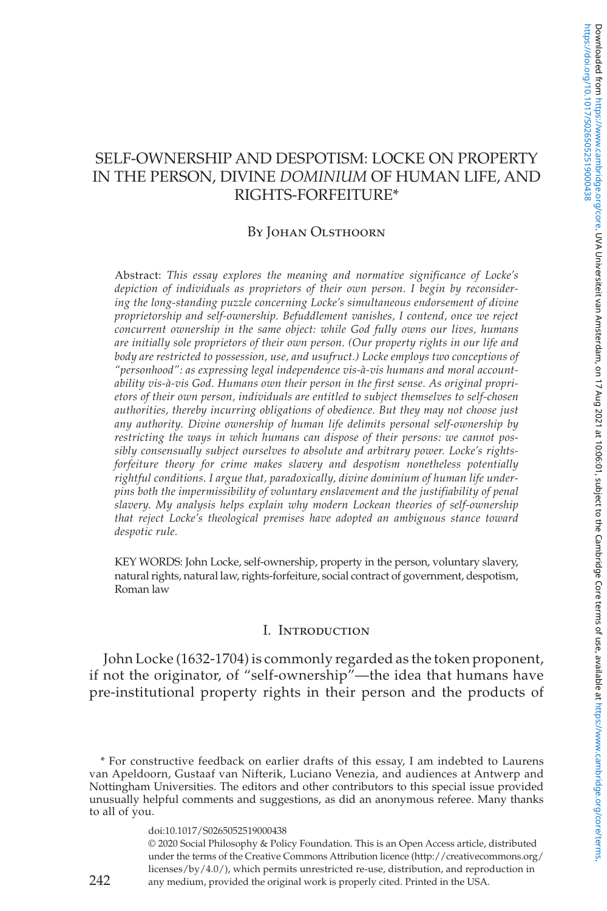# SELF-OWNERSHIP AND DESPOTISM: LOCKE ON PROPERTY IN THE PERSON, DIVINE *DOMINIUM* OF HUMAN LIFE, AND RIGHTS-FORFEITURE*

By Johan Olsthoorn

Abstract: *This essay explores the meaning and normative significance of Locke's depiction of individuals as proprietors of their own person. I begin by reconsidering the long-standing puzzle concerning Locke's simultaneous endorsement of divine proprietorship and self-ownership. Befuddlement vanishes, I contend, once we reject concurrent ownership in the same object: while God fully owns our lives, humans are initially sole proprietors of their own person. (Our property rights in our life and body are restricted to possession, use, and usufruct.) Locke employs two conceptions of "personhood": as expressing legal independence vis-à-vis humans and moral accountability vis-à-vis God. Humans own their person in the first sense. As original proprietors of their own person, individuals are entitled to subject themselves to self-chosen authorities, thereby incurring obligations of obedience. But they may not choose just any authority. Divine ownership of human life delimits personal self-ownership by restricting the ways in which humans can dispose of their persons: we cannot possibly consensually subject ourselves to absolute and arbitrary power. Locke's rights-forfeiture theory for crime makes slavery and despotism nonetheless potentially rightful conditions. I argue that, paradoxically, divine dominium of human life underpins both the impermissibility of voluntary enslavement and the justifiability of penal slavery. My analysis helps explain why modern Lockean theories of self-ownership that reject Locke's theological premises have adopted an ambiguous stance toward despotic rule.*

KEY WORDS: John Locke, self-ownership, property in the person, voluntary slavery, natural rights, natural law, rights-forfeiture, social contract of government, despotism, Roman law

## I. Introduction

John Locke (1632-1704) is commonly regarded as the token proponent, if not the originator, of "self-ownership"—the idea that humans have pre-institutional property rights in their person and the products of

\* For constructive feedback on earlier drafts of this essay, I am indebted to Laurens van Apeldoorn, Gustaaf van Nifterik, Luciano Venezia, and audiences at Antwerp and Nottingham Universities. The editors and other contributors to this special issue provided unusually helpful comments and suggestions, as did an anonymous referee. Many thanks to all of you.

doi:10.1017/S0265052519000438

© 2020 Social Philosophy & Policy Foundation. This is an Open Access article, distributed under the terms of the Creative Commons Attribution licence (http://creativecommons.org/licenses/by/4.0/), which permits unrestricted re-use, distribution, and reproduction in any medium, provided the original work is properly cited. Printed in the USA.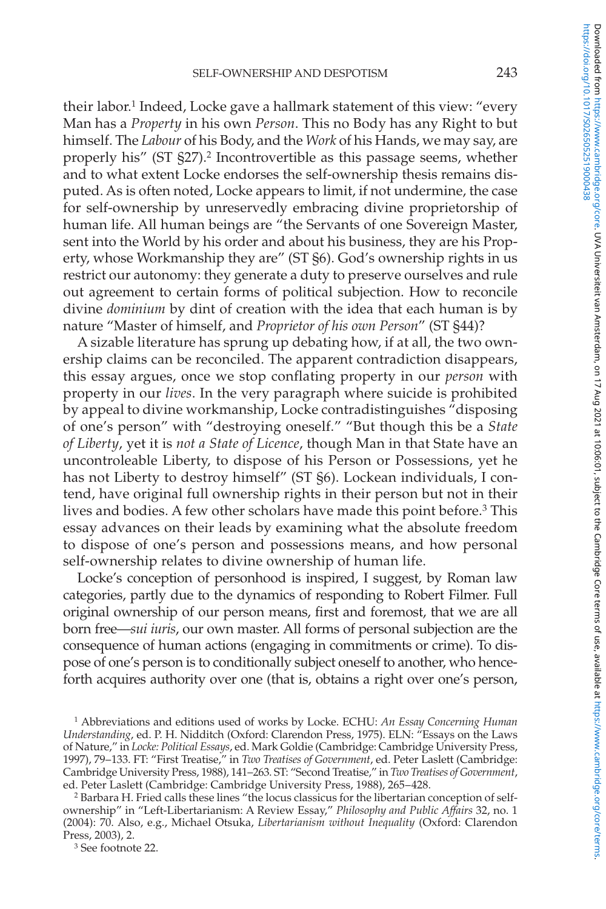their labor.[1] Indeed, Locke gave a hallmark statement of this view: "every Man has a *Property* in his own *Person*. This no Body has any Right to but himself. The *Labour* of his Body, and the *Work* of his Hands, we may say, are properly his" (ST §27).[2] Incontrovertible as this passage seems, whether and to what extent Locke endorses the self-ownership thesis remains disputed. As is often noted, Locke appears to limit, if not undermine, the case for self-ownership by unreservedly embracing divine proprietorship of human life. All human beings are "the Servants of one Sovereign Master, sent into the World by his order and about his business, they are his Property, whose Workmanship they are" (ST §6). God's ownership rights in us restrict our autonomy: they generate a duty to preserve ourselves and rule out agreement to certain forms of political subjection. How to reconcile divine *dominium* by dint of creation with the idea that each human is by nature "Master of himself, and *Proprietor of his own Person*" (ST §44)?

A sizable literature has sprung up debating how, if at all, the two ownership claims can be reconciled. The apparent contradiction disappears, this essay argues, once we stop conflating property in our *person* with property in our *lives*. In the very paragraph where suicide is prohibited by appeal to divine workmanship, Locke contradistinguishes "disposing of one's person" with "destroying oneself." "But though this be a *State of Liberty*, yet it is *not a State of Licence*, though Man in that State have an uncontroleable Liberty, to dispose of his Person or Possessions, yet he has not Liberty to destroy himself" (ST §6). Lockean individuals, I contend, have original full ownership rights in their person but not in their lives and bodies. A few other scholars have made this point before.[3] This essay advances on their leads by examining what the absolute freedom to dispose of one's person and possessions means, and how personal self-ownership relates to divine ownership of human life.

Locke's conception of personhood is inspired, I suggest, by Roman law categories, partly due to the dynamics of responding to Robert Filmer. Full original ownership of our person means, first and foremost, that we are all born free—*sui iuris*, our own master. All forms of personal subjection are the consequence of human actions (engaging in commitments or crime). To dispose of one's person is to conditionally subject oneself to another, who henceforth acquires authority over one (that is, obtains a right over one's person,

[1] Abbreviations and editions used of works by Locke. ECHU: *An Essay Concerning Human Understanding*, ed. P. H. Nidditch (Oxford: Clarendon Press, 1975). ELN: "Essays on the Laws of Nature," in *Locke: Political Essays*, ed. Mark Goldie (Cambridge: Cambridge University Press, 1997), 79–133. FT: "First Treatise," in *Two Treatises of Government*, ed. Peter Laslett (Cambridge: Cambridge University Press, 1988), 141–263. ST: "Second Treatise," in *Two Treatises of Government*, ed. Peter Laslett (Cambridge: Cambridge University Press, 1988), 265–428.

[2] Barbara H. Fried calls these lines "the locus classicus for the libertarian conception of self-ownership" in "Left-Libertarianism: A Review Essay," *Philosophy and Public Affairs* 32, no. 1 (2004): 70. Also, e.g., Michael Otsuka, *Libertarianism without Inequality* (Oxford: Clarendon Press, 2003), 2.

[3] See footnote 22.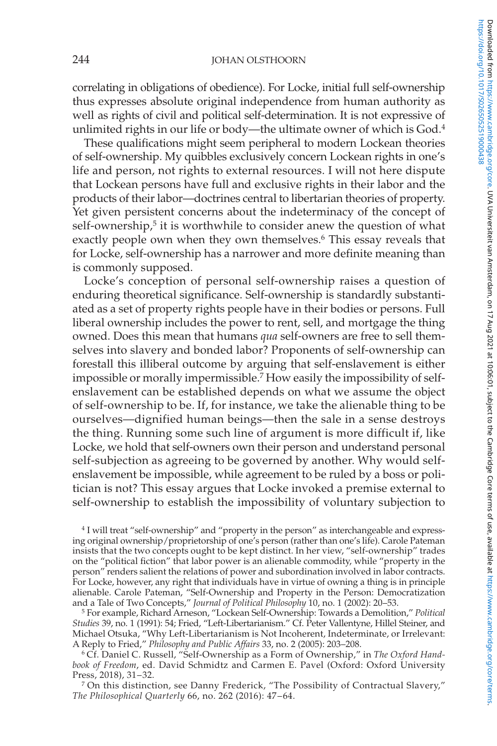correlating in obligations of obedience). For Locke, initial full self-ownership thus expresses absolute original independence from human authority as well as rights of civil and political self-determination. It is not expressive of unlimited rights in our life or body—the ultimate owner of which is God.[4]

These qualifications might seem peripheral to modern Lockean theories of self-ownership. My quibbles exclusively concern Lockean rights in one's life and person, not rights to external resources. I will not here dispute that Lockean persons have full and exclusive rights in their labor and the products of their labor—doctrines central to libertarian theories of property. Yet given persistent concerns about the indeterminacy of the concept of self-ownership,[5] it is worthwhile to consider anew the question of what exactly people own when they own themselves.[6] This essay reveals that for Locke, self-ownership has a narrower and more definite meaning than is commonly supposed.

Locke's conception of personal self-ownership raises a question of enduring theoretical significance. Self-ownership is standardly substantiated as a set of property rights people have in their bodies or persons. Full liberal ownership includes the power to rent, sell, and mortgage the thing owned. Does this mean that humans *qua* self-owners are free to sell themselves into slavery and bonded labor? Proponents of self-ownership can forestall this illiberal outcome by arguing that self-enslavement is either impossible or morally impermissible.[7] How easily the impossibility of self-enslavement can be established depends on what we assume the object of self-ownership to be. If, for instance, we take the alienable thing to be ourselves—dignified human beings—then the sale in a sense destroys the thing. Running some such line of argument is more difficult if, like Locke, we hold that self-owners own their person and understand personal self-subjection as agreeing to be governed by another. Why would self-enslavement be impossible, while agreement to be ruled by a boss or politician is not? This essay argues that Locke invoked a premise external to self-ownership to establish the impossibility of voluntary subjection to

[4] I will treat "self-ownership" and "property in the person" as interchangeable and expressing original ownership/proprietorship of one's person (rather than one's life). Carole Pateman insists that the two concepts ought to be kept distinct. In her view, "self-ownership" trades on the "political fiction" that labor power is an alienable commodity, while "property in the person" renders salient the relations of power and subordination involved in labor contracts. For Locke, however, any right that individuals have in virtue of owning a thing is in principle alienable. Carole Pateman, "Self-Ownership and Property in the Person: Democratization and a Tale of Two Concepts," *Journal of Political Philosophy* 10, no. 1 (2002): 20–53.

[5] For example, Richard Arneson, "Lockean Self-Ownership: Towards a Demolition," *Political Studies* 39, no. 1 (1991): 54; Fried, "Left-Libertarianism." Cf. Peter Vallentyne, Hillel Steiner, and Michael Otsuka, "Why Left-Libertarianism is Not Incoherent, Indeterminate, or Irrelevant: A Reply to Fried," *Philosophy and Public Affairs* 33, no. 2 (2005): 203–208.

[6] Cf. Daniel C. Russell, "Self-Ownership as a Form of Ownership," in *The Oxford Handbook of Freedom*, ed. David Schmidtz and Carmen E. Pavel (Oxford: Oxford University Press, 2018), 31–32.

[7] On this distinction, see Danny Frederick, "The Possibility of Contractual Slavery," *The Philosophical Quarterly* 66, no. 262 (2016): 47–64.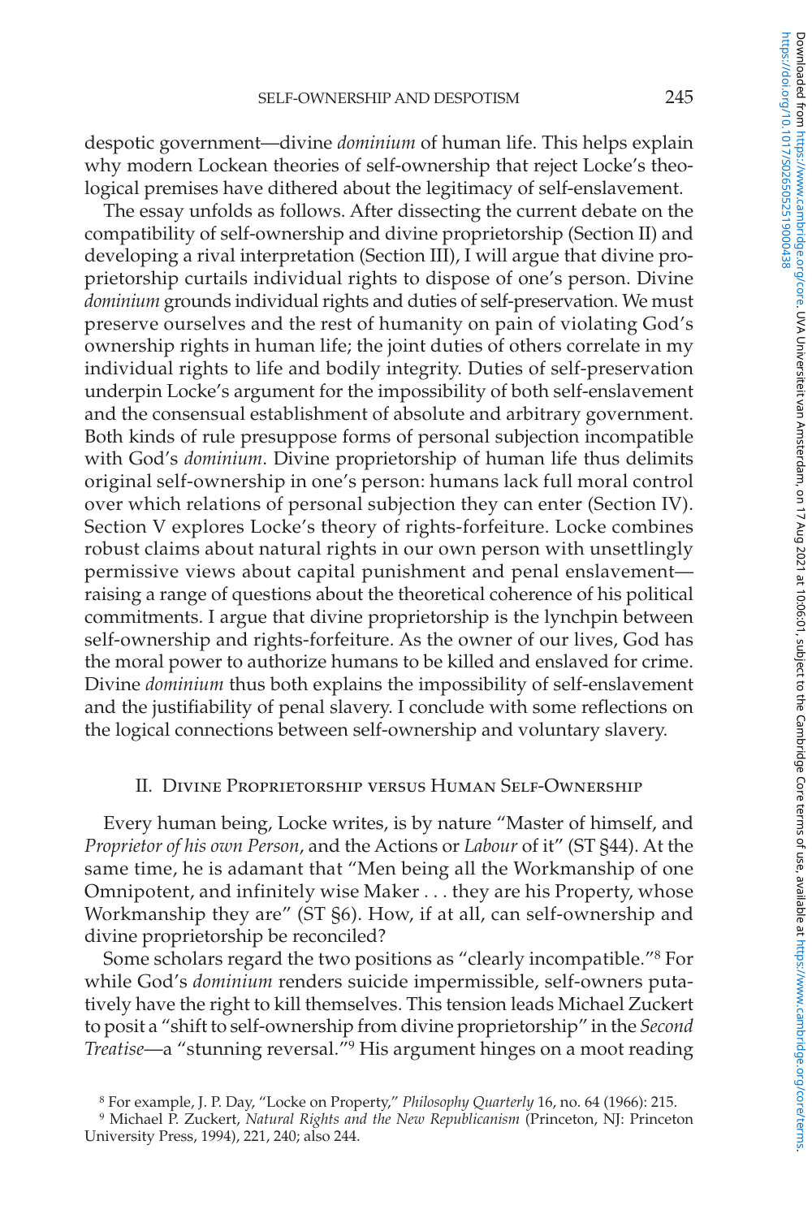despotic government—divine *dominium* of human life. This helps explain why modern Lockean theories of self-ownership that reject Locke's theological premises have dithered about the legitimacy of self-enslavement.

The essay unfolds as follows. After dissecting the current debate on the compatibility of self-ownership and divine proprietorship (Section II) and developing a rival interpretation (Section III), I will argue that divine proprietorship curtails individual rights to dispose of one's person. Divine *dominium* grounds individual rights and duties of self-preservation. We must preserve ourselves and the rest of humanity on pain of violating God's ownership rights in human life; the joint duties of others correlate in my individual rights to life and bodily integrity. Duties of self-preservation underpin Locke's argument for the impossibility of both self-enslavement and the consensual establishment of absolute and arbitrary government. Both kinds of rule presuppose forms of personal subjection incompatible with God's *dominium*. Divine proprietorship of human life thus delimits original self-ownership in one's person: humans lack full moral control over which relations of personal subjection they can enter (Section IV). Section V explores Locke's theory of rights-forfeiture. Locke combines robust claims about natural rights in our own person with unsettlingly permissive views about capital punishment and penal enslavement—raising a range of questions about the theoretical coherence of his political commitments. I argue that divine proprietorship is the lynchpin between self-ownership and rights-forfeiture. As the owner of our lives, God has the moral power to authorize humans to be killed and enslaved for crime. Divine *dominium* thus both explains the impossibility of self-enslavement and the justifiability of penal slavery. I conclude with some reflections on the logical connections between self-ownership and voluntary slavery.

## II. Divine Proprietorship versus Human Self-Ownership

Every human being, Locke writes, is by nature "Master of himself, and *Proprietor of his own Person*, and the Actions or *Labour* of it" (ST §44). At the same time, he is adamant that "Men being all the Workmanship of one Omnipotent, and infinitely wise Maker . . . they are his Property, whose Workmanship they are" (ST §6). How, if at all, can self-ownership and divine proprietorship be reconciled?

Some scholars regard the two positions as "clearly incompatible."[8] For while God's *dominium* renders suicide impermissible, self-owners putatively have the right to kill themselves. This tension leads Michael Zuckert to posit a "shift to self-ownership from divine proprietorship" in the *Second Treatise*—a "stunning reversal."[9] His argument hinges on a moot reading

[8] For example, J. P. Day, "Locke on Property," *Philosophy Quarterly* 16, no. 64 (1966): 215.

[9] Michael P. Zuckert, *Natural Rights and the New Republicanism* (Princeton, NJ: Princeton University Press, 1994), 221, 240; also 244.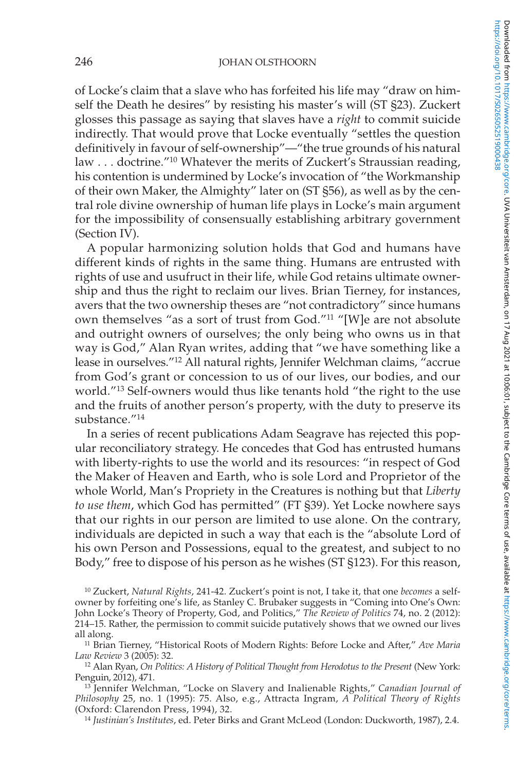of Locke's claim that a slave who has forfeited his life may "draw on himself the Death he desires" by resisting his master's will (ST §23). Zuckert glosses this passage as saying that slaves have a *right* to commit suicide indirectly. That would prove that Locke eventually "settles the question definitively in favour of self-ownership"—"the true grounds of his natural law . . . doctrine."[10] Whatever the merits of Zuckert's Straussian reading, his contention is undermined by Locke's invocation of "the Workmanship of their own Maker, the Almighty" later on (ST §56), as well as by the central role divine ownership of human life plays in Locke's main argument for the impossibility of consensually establishing arbitrary government (Section IV).

A popular harmonizing solution holds that God and humans have different kinds of rights in the same thing. Humans are entrusted with rights of use and usufruct in their life, while God retains ultimate ownership and thus the right to reclaim our lives. Brian Tierney, for instances, avers that the two ownership theses are "not contradictory" since humans own themselves "as a sort of trust from God."[11] "[W]e are not absolute and outright owners of ourselves; the only being who owns us in that way is God," Alan Ryan writes, adding that "we have something like a lease in ourselves."[12] All natural rights, Jennifer Welchman claims, "accrue from God's grant or concession to us of our lives, our bodies, and our world."[13] Self-owners would thus like tenants hold "the right to the use and the fruits of another person's property, with the duty to preserve its substance."[14]

In a series of recent publications Adam Seagrave has rejected this popular reconciliatory strategy. He concedes that God has entrusted humans with liberty-rights to use the world and its resources: "in respect of God the Maker of Heaven and Earth, who is sole Lord and Proprietor of the whole World, Man's Propriety in the Creatures is nothing but that *Liberty to use them*, which God has permitted" (FT §39). Yet Locke nowhere says that our rights in our person are limited to use alone. On the contrary, individuals are depicted in such a way that each is the "absolute Lord of his own Person and Possessions, equal to the greatest, and subject to no Body," free to dispose of his person as he wishes (ST §123). For this reason,

[10] Zuckert, *Natural Rights*, 241-42. Zuckert's point is not, I take it, that one *becomes* a self-owner by forfeiting one's life, as Stanley C. Brubaker suggests in "Coming into One's Own: John Locke's Theory of Property, God, and Politics," *The Review of Politics* 74, no. 2 (2012): 214–15. Rather, the permission to commit suicide putatively shows that we owned our lives all along.

[11] Brian Tierney, "Historical Roots of Modern Rights: Before Locke and After," *Ave Maria Law Review* 3 (2005): 32.

[12] Alan Ryan, *On Politics: A History of Political Thought from Herodotus to the Present* (New York: Penguin, 2012), 471.

[13] Jennifer Welchman, "Locke on Slavery and Inalienable Rights," *Canadian Journal of Philosophy* 25, no. 1 (1995): 75. Also, e.g., Attracta Ingram, *A Political Theory of Rights* (Oxford: Clarendon Press, 1994), 32.

[14] *Justinian's Institutes*, ed. Peter Birks and Grant McLeod (London: Duckworth, 1987), 2.4.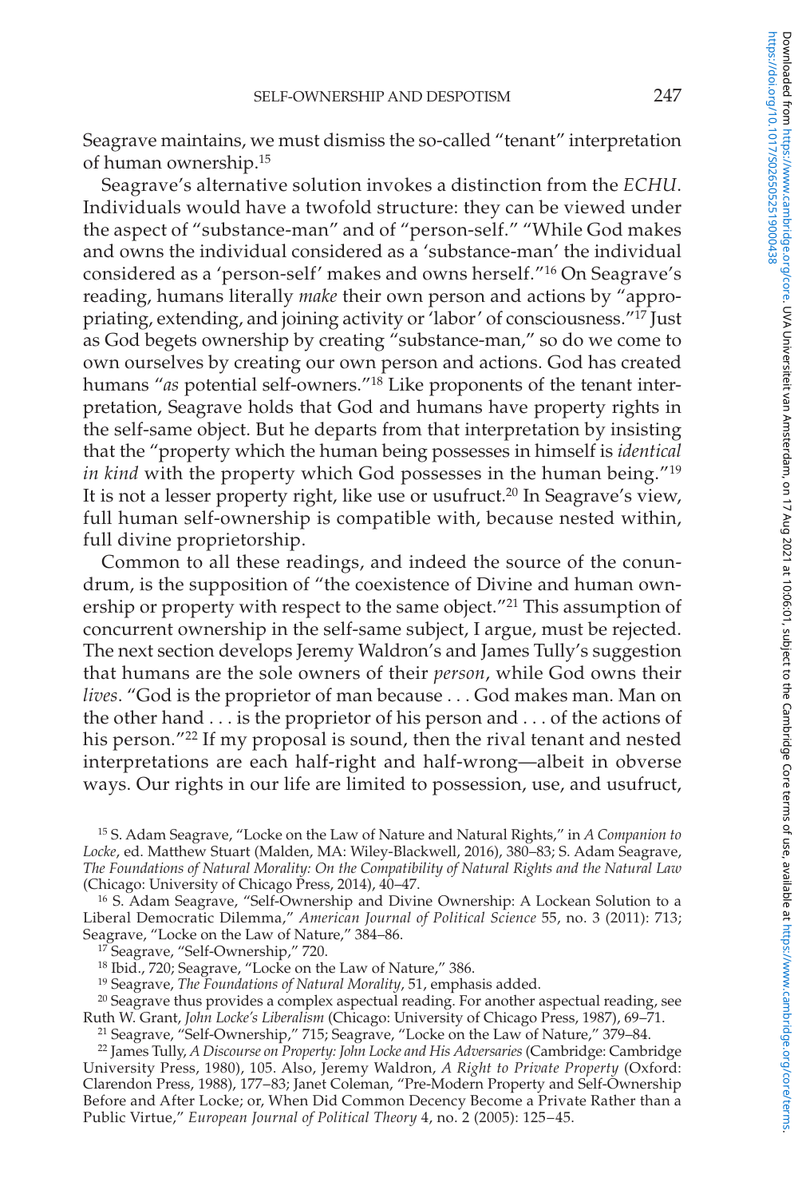Seagrave maintains, we must dismiss the so-called "tenant" interpretation of human ownership.[15]

Seagrave's alternative solution invokes a distinction from the *ECHU*. Individuals would have a twofold structure: they can be viewed under the aspect of "substance-man" and of "person-self." "While God makes and owns the individual considered as a 'substance-man' the individual considered as a 'person-self' makes and owns herself."[16] On Seagrave's reading, humans literally *make* their own person and actions by "appropriating, extending, and joining activity or 'labor' of consciousness."[17] Just as God begets ownership by creating "substance-man," so do we come to own ourselves by creating our own person and actions. God has created humans "*as* potential self-owners."[18] Like proponents of the tenant interpretation, Seagrave holds that God and humans have property rights in the self-same object. But he departs from that interpretation by insisting that the "property which the human being possesses in himself is *identical in kind* with the property which God possesses in the human being."[19] It is not a lesser property right, like use or usufruct.[20] In Seagrave's view, full human self-ownership is compatible with, because nested within, full divine proprietorship.

Common to all these readings, and indeed the source of the conundrum, is the supposition of "the coexistence of Divine and human ownership or property with respect to the same object."[21] This assumption of concurrent ownership in the self-same subject, I argue, must be rejected. The next section develops Jeremy Waldron's and James Tully's suggestion that humans are the sole owners of their *person*, while God owns their *lives*. "God is the proprietor of man because . . . God makes man. Man on the other hand . . . is the proprietor of his person and . . . of the actions of his person."[22] If my proposal is sound, then the rival tenant and nested interpretations are each half-right and half-wrong—albeit in obverse ways. Our rights in our life are limited to possession, use, and usufruct,

[15] S. Adam Seagrave, "Locke on the Law of Nature and Natural Rights," in *A Companion to Locke*, ed. Matthew Stuart (Malden, MA: Wiley-Blackwell, 2016), 380–83; S. Adam Seagrave, *The Foundations of Natural Morality: On the Compatibility of Natural Rights and the Natural Law* (Chicago: University of Chicago Press, 2014), 40–47.

[16] S. Adam Seagrave, "Self-Ownership and Divine Ownership: A Lockean Solution to a Liberal Democratic Dilemma," *American Journal of Political Science* 55, no. 3 (2011): 713; Seagrave, "Locke on the Law of Nature," 384–86.

[17] Seagrave, "Self-Ownership," 720.

[18] Ibid., 720; Seagrave, "Locke on the Law of Nature," 386.

[19] Seagrave, *The Foundations of Natural Morality*, 51, emphasis added.

[20] Seagrave thus provides a complex aspectual reading. For another aspectual reading, see Ruth W. Grant, *John Locke's Liberalism* (Chicago: University of Chicago Press, 1987), 69–71.

[21] Seagrave, "Self-Ownership," 715; Seagrave, "Locke on the Law of Nature," 379–84.

[22] James Tully, *A Discourse on Property: John Locke and His Adversaries* (Cambridge: Cambridge University Press, 1980), 105. Also, Jeremy Waldron, *A Right to Private Property* (Oxford: Clarendon Press, 1988), 177–83; Janet Coleman, "Pre-Modern Property and Self-Ownership Before and After Locke; or, When Did Common Decency Become a Private Rather than a Public Virtue," *European Journal of Political Theory* 4, no. 2 (2005): 125–45.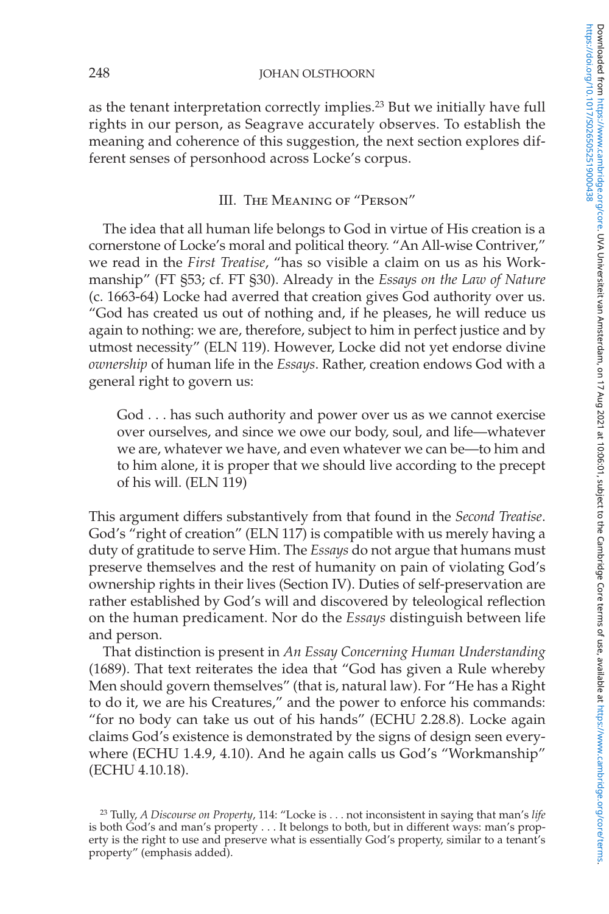as the tenant interpretation correctly implies.[23] But we initially have full rights in our person, as Seagrave accurately observes. To establish the meaning and coherence of this suggestion, the next section explores different senses of personhood across Locke's corpus.

## III. The Meaning of "Person"

The idea that all human life belongs to God in virtue of His creation is a cornerstone of Locke's moral and political theory. "An All-wise Contriver," we read in the *First Treatise*, "has so visible a claim on us as his Workmanship" (FT §53; cf. FT §30). Already in the *Essays on the Law of Nature* (c. 1663-64) Locke had averred that creation gives God authority over us. "God has created us out of nothing and, if he pleases, he will reduce us again to nothing: we are, therefore, subject to him in perfect justice and by utmost necessity" (ELN 119). However, Locke did not yet endorse divine *ownership* of human life in the *Essays*. Rather, creation endows God with a general right to govern us:

> God . . . has such authority and power over us as we cannot exercise over ourselves, and since we owe our body, soul, and life—whatever we are, whatever we have, and even whatever we can be—to him and to him alone, it is proper that we should live according to the precept of his will. (ELN 119)

This argument differs substantively from that found in the *Second Treatise*. God's "right of creation" (ELN 117) is compatible with us merely having a duty of gratitude to serve Him. The *Essays* do not argue that humans must preserve themselves and the rest of humanity on pain of violating God's ownership rights in their lives (Section IV). Duties of self-preservation are rather established by God's will and discovered by teleological reflection on the human predicament. Nor do the *Essays* distinguish between life and person.

That distinction is present in *An Essay Concerning Human Understanding* (1689). That text reiterates the idea that "God has given a Rule whereby Men should govern themselves" (that is, natural law). For "He has a Right to do it, we are his Creatures," and the power to enforce his commands: "for no body can take us out of his hands" (ECHU 2.28.8). Locke again claims God's existence is demonstrated by the signs of design seen everywhere (ECHU 1.4.9, 4.10). And he again calls us God's "Workmanship" (ECHU 4.10.18).

[23] Tully, *A Discourse on Property*, 114: "Locke is . . . not inconsistent in saying that man's *life* is both God's and man's property . . . It belongs to both, but in different ways: man's property is the right to use and preserve what is essentially God's property, similar to a tenant's property" (emphasis added).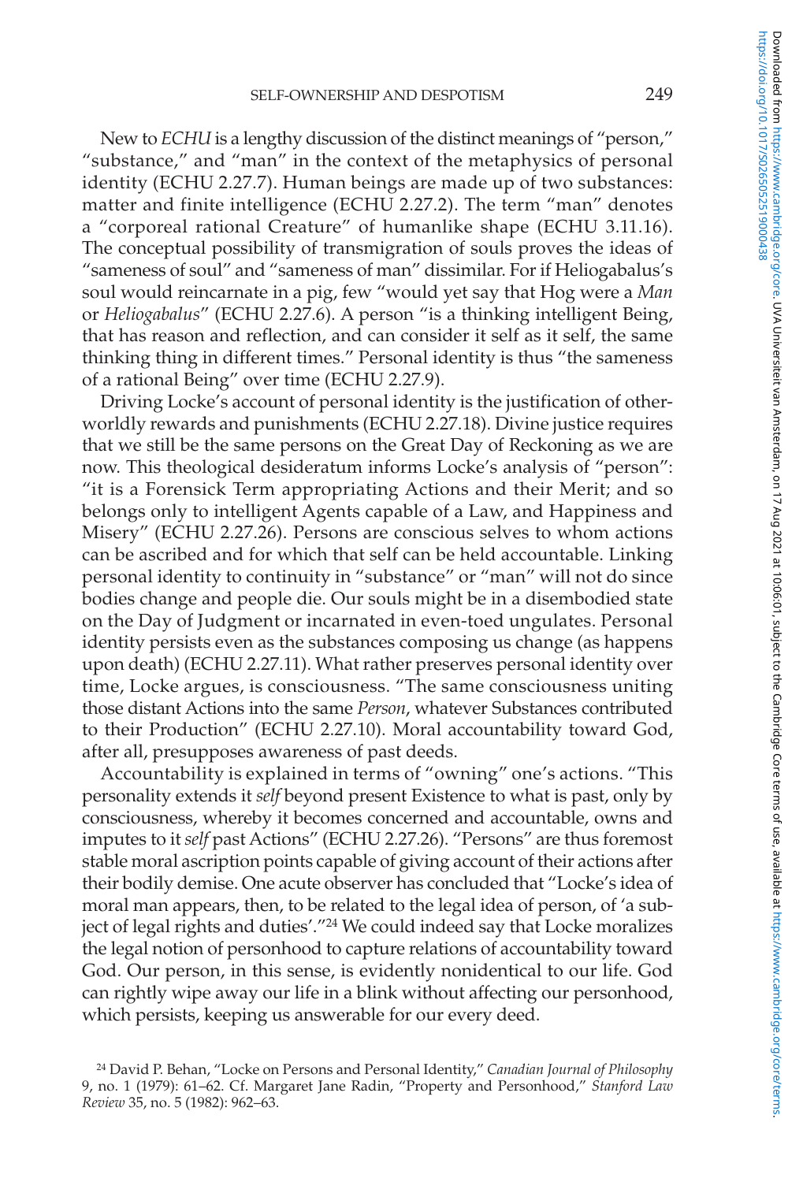New to *ECHU* is a lengthy discussion of the distinct meanings of "person," "substance," and "man" in the context of the metaphysics of personal identity (ECHU 2.27.7). Human beings are made up of two substances: matter and finite intelligence (ECHU 2.27.2). The term "man" denotes a "corporeal rational Creature" of humanlike shape (ECHU 3.11.16). The conceptual possibility of transmigration of souls proves the ideas of "sameness of soul" and "sameness of man" dissimilar. For if Heliogabalus's soul would reincarnate in a pig, few "would yet say that Hog were a *Man* or *Heliogabalus*" (ECHU 2.27.6). A person "is a thinking intelligent Being, that has reason and reflection, and can consider it self as it self, the same thinking thing in different times." Personal identity is thus "the sameness of a rational Being" over time (ECHU 2.27.9).

Driving Locke's account of personal identity is the justification of otherworldly rewards and punishments (ECHU 2.27.18). Divine justice requires that we still be the same persons on the Great Day of Reckoning as we are now. This theological desideratum informs Locke's analysis of "person": "it is a Forensick Term appropriating Actions and their Merit; and so belongs only to intelligent Agents capable of a Law, and Happiness and Misery" (ECHU 2.27.26). Persons are conscious selves to whom actions can be ascribed and for which that self can be held accountable. Linking personal identity to continuity in "substance" or "man" will not do since bodies change and people die. Our souls might be in a disembodied state on the Day of Judgment or incarnated in even-toed ungulates. Personal identity persists even as the substances composing us change (as happens upon death) (ECHU 2.27.11). What rather preserves personal identity over time, Locke argues, is consciousness. "The same consciousness uniting those distant Actions into the same *Person*, whatever Substances contributed to their Production" (ECHU 2.27.10). Moral accountability toward God, after all, presupposes awareness of past deeds.

Accountability is explained in terms of "owning" one's actions. "This personality extends it *self* beyond present Existence to what is past, only by consciousness, whereby it becomes concerned and accountable, owns and imputes to it *self* past Actions" (ECHU 2.27.26). "Persons" are thus foremost stable moral ascription points capable of giving account of their actions after their bodily demise. One acute observer has concluded that "Locke's idea of moral man appears, then, to be related to the legal idea of person, of 'a subject of legal rights and duties'."[24] We could indeed say that Locke moralizes the legal notion of personhood to capture relations of accountability toward God. Our person, in this sense, is evidently nonidentical to our life. God can rightly wipe away our life in a blink without affecting our personhood, which persists, keeping us answerable for our every deed.

[24] David P. Behan, "Locke on Persons and Personal Identity," *Canadian Journal of Philosophy* 9, no. 1 (1979): 61–62. Cf. Margaret Jane Radin, "Property and Personhood," *Stanford Law Review* 35, no. 5 (1982): 962–63.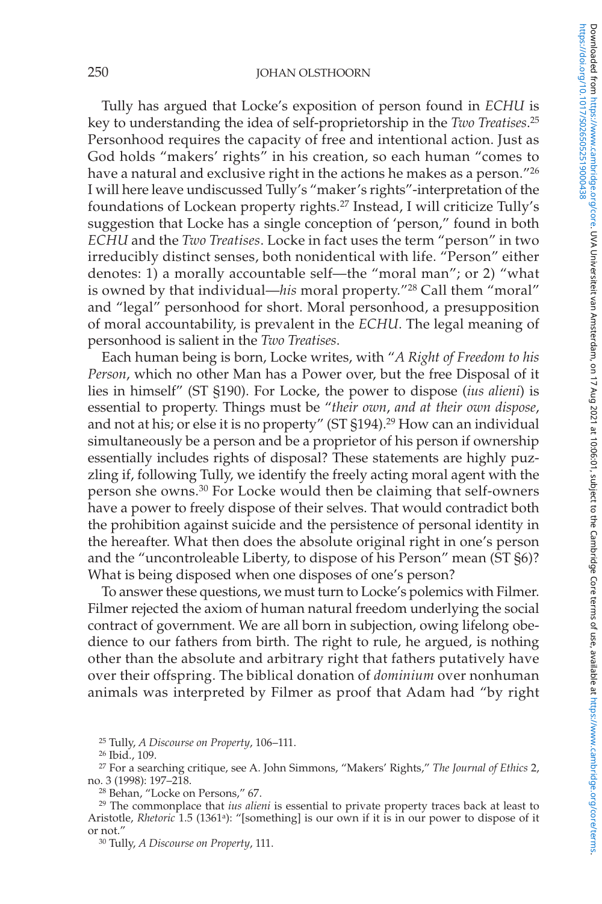Tully has argued that Locke's exposition of person found in *ECHU* is key to understanding the idea of self-proprietorship in the *Two Treatises*.[25] Personhood requires the capacity of free and intentional action. Just as God holds "makers' rights" in his creation, so each human "comes to have a natural and exclusive right in the actions he makes as a person."[26] I will here leave undiscussed Tully's "maker's rights"-interpretation of the foundations of Lockean property rights.[27] Instead, I will criticize Tully's suggestion that Locke has a single conception of 'person,' found in both *ECHU* and the *Two Treatises*. Locke in fact uses the term "person" in two irreducibly distinct senses, both nonidentical with life. "Person" either denotes: 1) a morally accountable self—the "moral man"; or 2) "what is owned by that individual—*his* moral property."[28] Call them "moral" and "legal" personhood for short. Moral personhood, a presupposition of moral accountability, is prevalent in the *ECHU*. The legal meaning of personhood is salient in the *Two Treatises*.

Each human being is born, Locke writes, with "*A Right of Freedom to his Person*, which no other Man has a Power over, but the free Disposal of it lies in himself" (ST §190). For Locke, the power to dispose (*ius alieni*) is essential to property. Things must be "*their own*, *and at their own dispose*, and not at his; or else it is no property" (ST §194).[29] How can an individual simultaneously be a person and be a proprietor of his person if ownership essentially includes rights of disposal? These statements are highly puzzling if, following Tully, we identify the freely acting moral agent with the person she owns.[30] For Locke would then be claiming that self-owners have a power to freely dispose of their selves. That would contradict both the prohibition against suicide and the persistence of personal identity in the hereafter. What then does the absolute original right in one's person and the "uncontroleable Liberty, to dispose of his Person" mean (ST §6)? What is being disposed when one disposes of one's person?

To answer these questions, we must turn to Locke's polemics with Filmer. Filmer rejected the axiom of human natural freedom underlying the social contract of government. We are all born in subjection, owing lifelong obedience to our fathers from birth. The right to rule, he argued, is nothing other than the absolute and arbitrary right that fathers putatively have over their offspring. The biblical donation of *dominium* over nonhuman animals was interpreted by Filmer as proof that Adam had "by right

[25] Tully, *A Discourse on Property*, 106–111.

[26] Ibid., 109.

[27] For a searching critique, see A. John Simmons, "Makers' Rights," *The Journal of Ethics* 2, no. 3 (1998): 197–218.

[28] Behan, "Locke on Persons," 67.

[29] The commonplace that *ius alieni* is essential to private property traces back at least to Aristotle, *Rhetoric* 1.5 (1361[a]): "[something] is our own if it is in our power to dispose of it or not."

[30] Tully, *A Discourse on Property*, 111.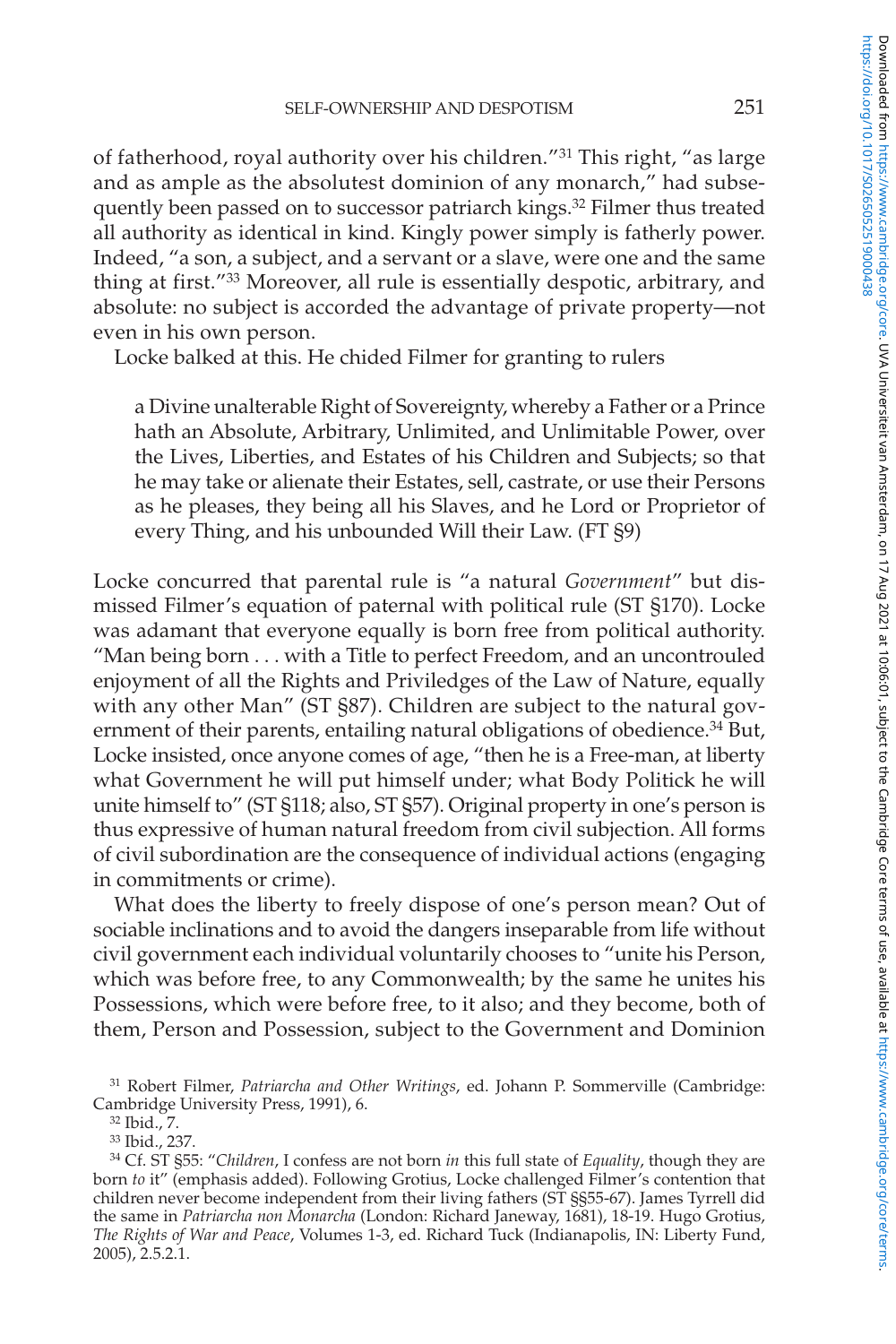of fatherhood, royal authority over his children."[31] This right, "as large and as ample as the absolutest dominion of any monarch," had subsequently been passed on to successor patriarch kings.[32] Filmer thus treated all authority as identical in kind. Kingly power simply is fatherly power. Indeed, "a son, a subject, and a servant or a slave, were one and the same thing at first."[33] Moreover, all rule is essentially despotic, arbitrary, and absolute: no subject is accorded the advantage of private property—not even in his own person.

Locke balked at this. He chided Filmer for granting to rulers

> a Divine unalterable Right of Sovereignty, whereby a Father or a Prince hath an Absolute, Arbitrary, Unlimited, and Unlimitable Power, over the Lives, Liberties, and Estates of his Children and Subjects; so that he may take or alienate their Estates, sell, castrate, or use their Persons as he pleases, they being all his Slaves, and he Lord or Proprietor of every Thing, and his unbounded Will their Law. (FT §9)

Locke concurred that parental rule is "a natural *Government*" but dismissed Filmer's equation of paternal with political rule (ST §170). Locke was adamant that everyone equally is born free from political authority. "Man being born . . . with a Title to perfect Freedom, and an uncontrouled enjoyment of all the Rights and Priviledges of the Law of Nature, equally with any other Man" (ST §87). Children are subject to the natural government of their parents, entailing natural obligations of obedience.[34] But, Locke insisted, once anyone comes of age, "then he is a Free-man, at liberty what Government he will put himself under; what Body Politick he will unite himself to" (ST §118; also, ST §57). Original property in one's person is thus expressive of human natural freedom from civil subjection. All forms of civil subordination are the consequence of individual actions (engaging in commitments or crime).

What does the liberty to freely dispose of one's person mean? Out of sociable inclinations and to avoid the dangers inseparable from life without civil government each individual voluntarily chooses to "unite his Person, which was before free, to any Commonwealth; by the same he unites his Possessions, which were before free, to it also; and they become, both of them, Person and Possession, subject to the Government and Dominion

[31] Robert Filmer, *Patriarcha and Other Writings*, ed. Johann P. Sommerville (Cambridge: Cambridge University Press, 1991), 6.

[32] Ibid., 7.

[33] Ibid., 237.

[34] Cf. ST §55: "*Children*, I confess are not born *in* this full state of *Equality*, though they are born *to* it" (emphasis added). Following Grotius, Locke challenged Filmer's contention that children never become independent from their living fathers (ST §§55-67). James Tyrrell did the same in *Patriarcha non Monarcha* (London: Richard Janeway, 1681), 18-19. Hugo Grotius, *The Rights of War and Peace*, Volumes 1-3, ed. Richard Tuck (Indianapolis, IN: Liberty Fund, 2005), 2.5.2.1.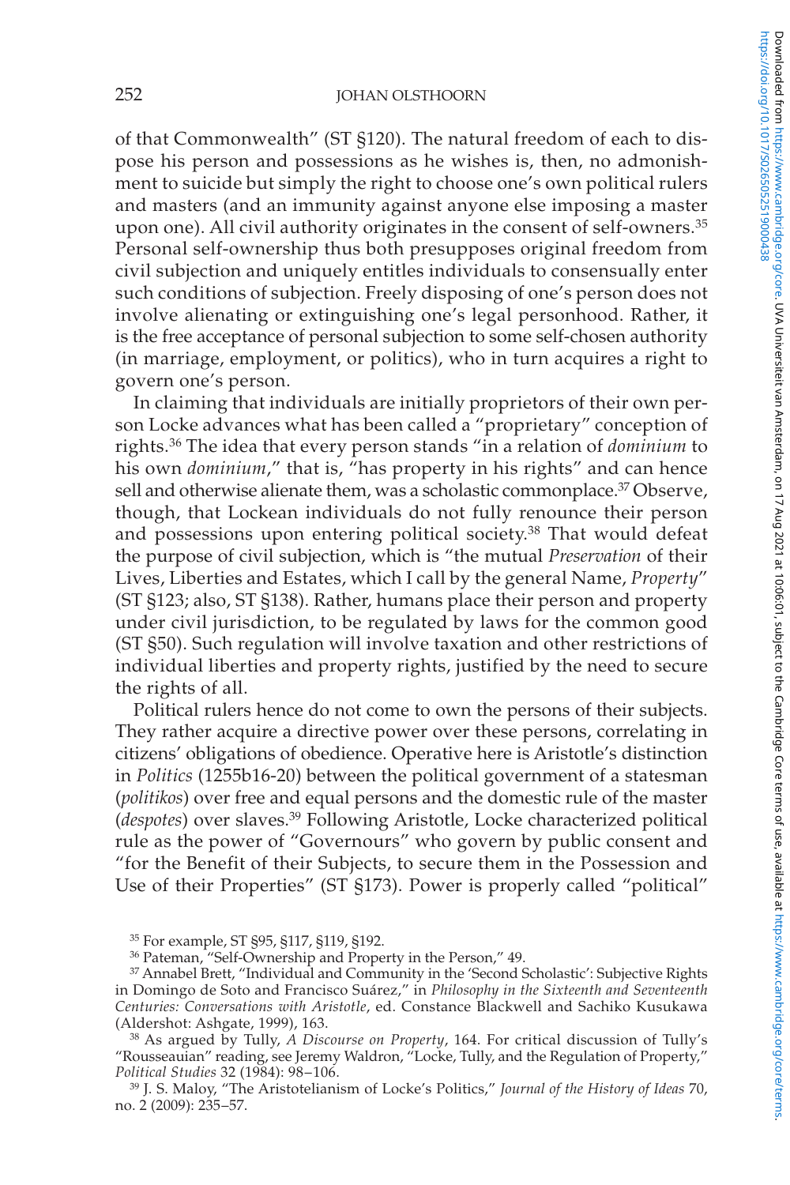of that Commonwealth" (ST §120). The natural freedom of each to dispose his person and possessions as he wishes is, then, no admonishment to suicide but simply the right to choose one's own political rulers and masters (and an immunity against anyone else imposing a master upon one). All civil authority originates in the consent of self-owners.[35] Personal self-ownership thus both presupposes original freedom from civil subjection and uniquely entitles individuals to consensually enter such conditions of subjection. Freely disposing of one's person does not involve alienating or extinguishing one's legal personhood. Rather, it is the free acceptance of personal subjection to some self-chosen authority (in marriage, employment, or politics), who in turn acquires a right to govern one's person.

In claiming that individuals are initially proprietors of their own person Locke advances what has been called a "proprietary" conception of rights.[36] The idea that every person stands "in a relation of *dominium* to his own *dominium*," that is, "has property in his rights" and can hence sell and otherwise alienate them, was a scholastic commonplace.[37] Observe, though, that Lockean individuals do not fully renounce their person and possessions upon entering political society.[38] That would defeat the purpose of civil subjection, which is "the mutual *Preservation* of their Lives, Liberties and Estates, which I call by the general Name, *Property*" (ST §123; also, ST §138). Rather, humans place their person and property under civil jurisdiction, to be regulated by laws for the common good (ST §50). Such regulation will involve taxation and other restrictions of individual liberties and property rights, justified by the need to secure the rights of all.

Political rulers hence do not come to own the persons of their subjects. They rather acquire a directive power over these persons, correlating in citizens' obligations of obedience. Operative here is Aristotle's distinction in *Politics* (1255b16-20) between the political government of a statesman (*politikos*) over free and equal persons and the domestic rule of the master (*despotes*) over slaves.[39] Following Aristotle, Locke characterized political rule as the power of "Governours" who govern by public consent and "for the Benefit of their Subjects, to secure them in the Possession and Use of their Properties" (ST §173). Power is properly called "political"

[35] For example, ST §95, §117, §119, §192.

[36] Pateman, "Self-Ownership and Property in the Person," 49.

[37] Annabel Brett, "Individual and Community in the 'Second Scholastic': Subjective Rights in Domingo de Soto and Francisco Suárez," in *Philosophy in the Sixteenth and Seventeenth Centuries: Conversations with Aristotle*, ed. Constance Blackwell and Sachiko Kusukawa (Aldershot: Ashgate, 1999), 163.

[38] As argued by Tully, *A Discourse on Property*, 164. For critical discussion of Tully's "Rousseauian" reading, see Jeremy Waldron, "Locke, Tully, and the Regulation of Property," *Political Studies* 32 (1984): 98–106.

[39] J. S. Maloy, "The Aristotelianism of Locke's Politics," *Journal of the History of Ideas* 70, no. 2 (2009): 235–57.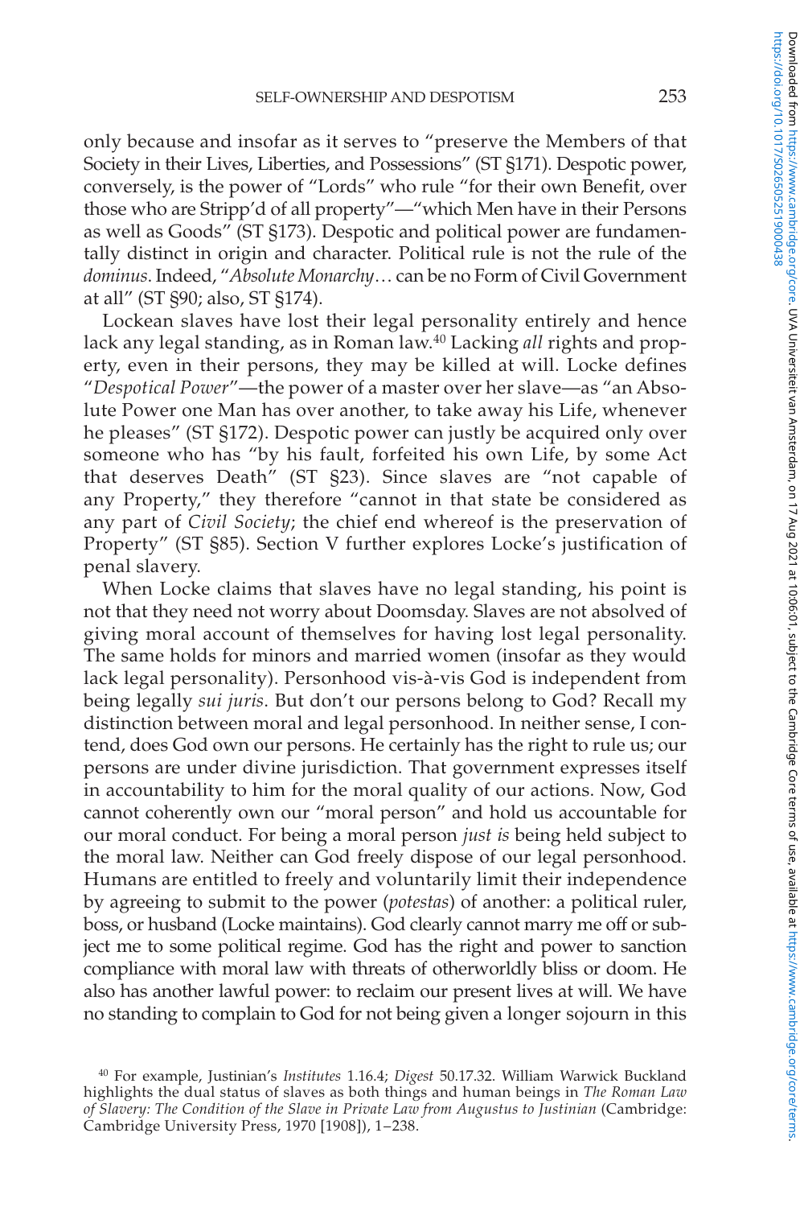only because and insofar as it serves to "preserve the Members of that Society in their Lives, Liberties, and Possessions" (ST §171). Despotic power, conversely, is the power of "Lords" who rule "for their own Benefit, over those who are Stripp'd of all property"—"which Men have in their Persons as well as Goods" (ST §173). Despotic and political power are fundamentally distinct in origin and character. Political rule is not the rule of the *dominus*. Indeed, "*Absolute Monarchy*… can be no Form of Civil Government at all" (ST §90; also, ST §174).

Lockean slaves have lost their legal personality entirely and hence lack any legal standing, as in Roman law.[40] Lacking *all* rights and property, even in their persons, they may be killed at will. Locke defines "*Despotical Power*"—the power of a master over her slave—as "an Absolute Power one Man has over another, to take away his Life, whenever he pleases" (ST §172). Despotic power can justly be acquired only over someone who has "by his fault, forfeited his own Life, by some Act that deserves Death" (ST §23). Since slaves are "not capable of any Property," they therefore "cannot in that state be considered as any part of *Civil Society*; the chief end whereof is the preservation of Property" (ST §85). Section V further explores Locke's justification of penal slavery.

When Locke claims that slaves have no legal standing, his point is not that they need not worry about Doomsday. Slaves are not absolved of giving moral account of themselves for having lost legal personality. The same holds for minors and married women (insofar as they would lack legal personality). Personhood vis-à-vis God is independent from being legally *sui juris*. But don't our persons belong to God? Recall my distinction between moral and legal personhood. In neither sense, I contend, does God own our persons. He certainly has the right to rule us; our persons are under divine jurisdiction. That government expresses itself in accountability to him for the moral quality of our actions. Now, God cannot coherently own our "moral person" and hold us accountable for our moral conduct. For being a moral person *just is* being held subject to the moral law. Neither can God freely dispose of our legal personhood. Humans are entitled to freely and voluntarily limit their independence by agreeing to submit to the power (*potestas*) of another: a political ruler, boss, or husband (Locke maintains). God clearly cannot marry me off or subject me to some political regime. God has the right and power to sanction compliance with moral law with threats of otherworldly bliss or doom. He also has another lawful power: to reclaim our present lives at will. We have no standing to complain to God for not being given a longer sojourn in this

[40] For example, Justinian's *Institutes* 1.16.4; *Digest* 50.17.32. William Warwick Buckland highlights the dual status of slaves as both things and human beings in *The Roman Law of Slavery: The Condition of the Slave in Private Law from Augustus to Justinian* (Cambridge: Cambridge University Press, 1970 [1908]), 1–238.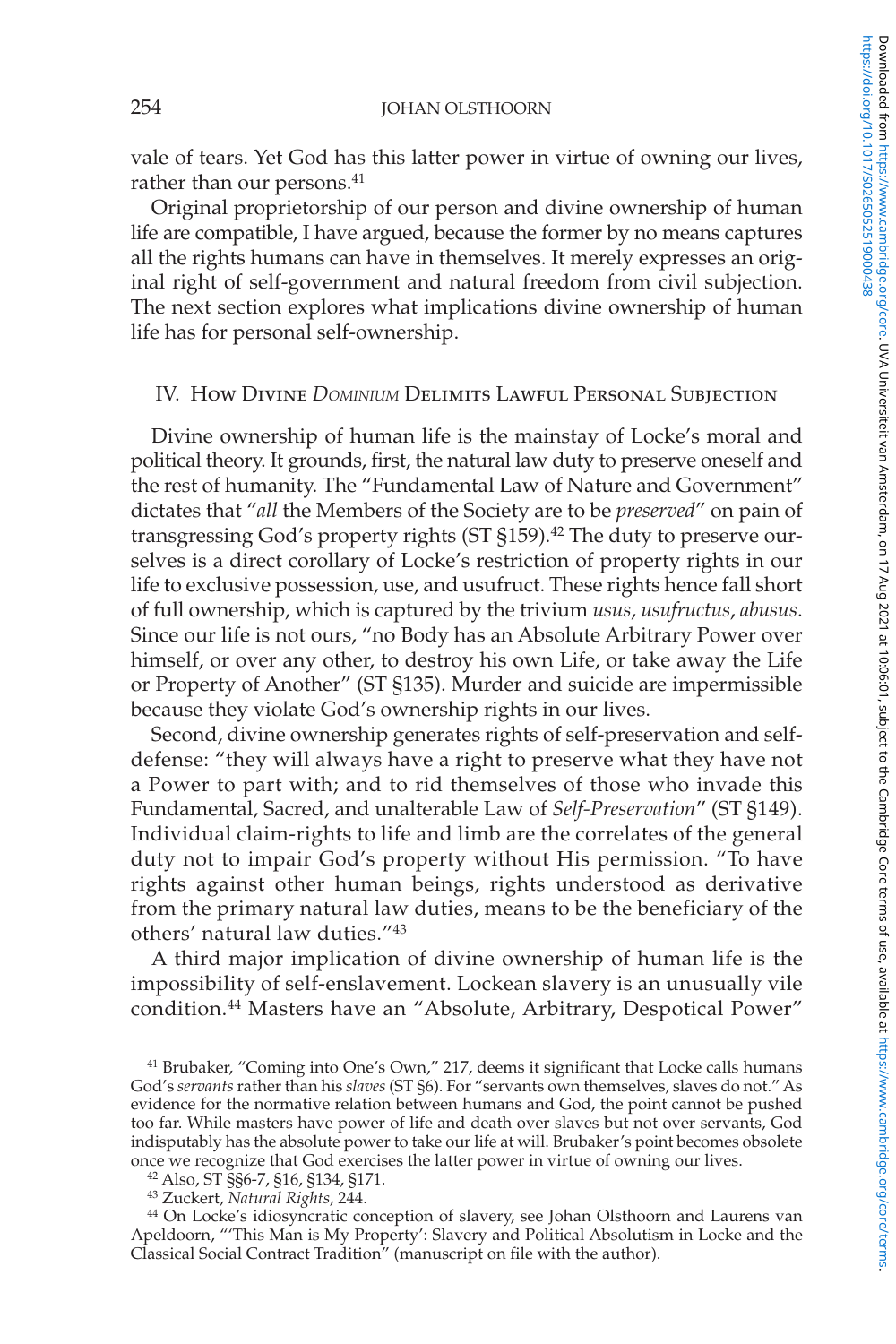vale of tears. Yet God has this latter power in virtue of owning our lives, rather than our persons.[41]

Original proprietorship of our person and divine ownership of human life are compatible, I have argued, because the former by no means captures all the rights humans can have in themselves. It merely expresses an original right of self-government and natural freedom from civil subjection. The next section explores what implications divine ownership of human life has for personal self-ownership.

## IV. How Divine *Dominium* Delimits Lawful Personal Subjection

Divine ownership of human life is the mainstay of Locke's moral and political theory. It grounds, first, the natural law duty to preserve oneself and the rest of humanity. The "Fundamental Law of Nature and Government" dictates that "*all* the Members of the Society are to be *preserved*" on pain of transgressing God's property rights (ST §159).[42] The duty to preserve ourselves is a direct corollary of Locke's restriction of property rights in our life to exclusive possession, use, and usufruct. These rights hence fall short of full ownership, which is captured by the trivium *usus*, *usufructus*, *abusus*. Since our life is not ours, "no Body has an Absolute Arbitrary Power over himself, or over any other, to destroy his own Life, or take away the Life or Property of Another" (ST §135). Murder and suicide are impermissible because they violate God's ownership rights in our lives.

Second, divine ownership generates rights of self-preservation and self-defense: "they will always have a right to preserve what they have not a Power to part with; and to rid themselves of those who invade this Fundamental, Sacred, and unalterable Law of *Self-Preservation*" (ST §149). Individual claim-rights to life and limb are the correlates of the general duty not to impair God's property without His permission. "To have rights against other human beings, rights understood as derivative from the primary natural law duties, means to be the beneficiary of the others' natural law duties."[43]

A third major implication of divine ownership of human life is the impossibility of self-enslavement. Lockean slavery is an unusually vile condition.[44] Masters have an "Absolute, Arbitrary, Despotical Power"

[41] Brubaker, "Coming into One's Own," 217, deems it significant that Locke calls humans God's *servants* rather than his *slaves* (ST §6). For "servants own themselves, slaves do not." As evidence for the normative relation between humans and God, the point cannot be pushed too far. While masters have power of life and death over slaves but not over servants, God indisputably has the absolute power to take our life at will. Brubaker's point becomes obsolete once we recognize that God exercises the latter power in virtue of owning our lives.

[42] Also, ST §§6-7, §16, §134, §171.

[43] Zuckert, *Natural Rights*, 244.

[44] On Locke's idiosyncratic conception of slavery, see Johan Olsthoorn and Laurens van Apeldoorn, "'This Man is My Property': Slavery and Political Absolutism in Locke and the Classical Social Contract Tradition" (manuscript on file with the author).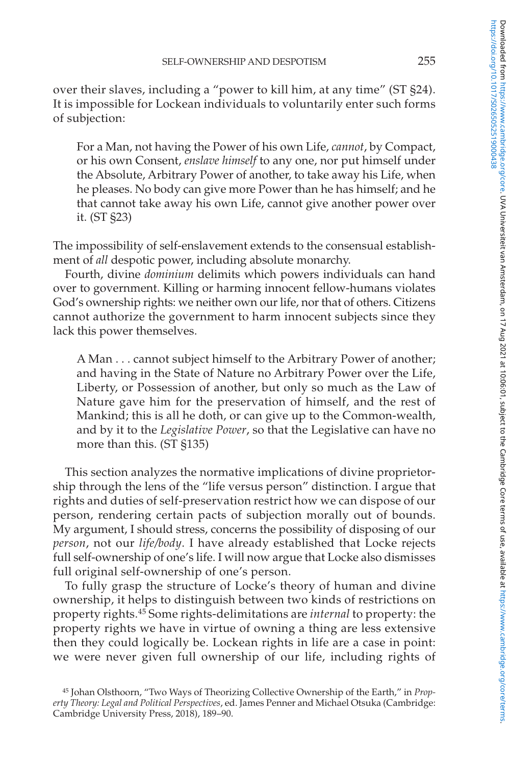over their slaves, including a "power to kill him, at any time" (ST §24). It is impossible for Lockean individuals to voluntarily enter such forms of subjection:

> For a Man, not having the Power of his own Life, *cannot*, by Compact, or his own Consent, *enslave himself* to any one, nor put himself under the Absolute, Arbitrary Power of another, to take away his Life, when he pleases. No body can give more Power than he has himself; and he that cannot take away his own Life, cannot give another power over it. (ST §23)

The impossibility of self-enslavement extends to the consensual establishment of *all* despotic power, including absolute monarchy.

Fourth, divine *dominium* delimits which powers individuals can hand over to government. Killing or harming innocent fellow-humans violates God's ownership rights: we neither own our life, nor that of others. Citizens cannot authorize the government to harm innocent subjects since they lack this power themselves.

> A Man . . . cannot subject himself to the Arbitrary Power of another; and having in the State of Nature no Arbitrary Power over the Life, Liberty, or Possession of another, but only so much as the Law of Nature gave him for the preservation of himself, and the rest of Mankind; this is all he doth, or can give up to the Common-wealth, and by it to the *Legislative Power*, so that the Legislative can have no more than this. (ST §135)

This section analyzes the normative implications of divine proprietorship through the lens of the "life versus person" distinction. I argue that rights and duties of self-preservation restrict how we can dispose of our person, rendering certain pacts of subjection morally out of bounds. My argument, I should stress, concerns the possibility of disposing of our *person*, not our *life/body*. I have already established that Locke rejects full self-ownership of one's life. I will now argue that Locke also dismisses full original self-ownership of one's person.

To fully grasp the structure of Locke's theory of human and divine ownership, it helps to distinguish between two kinds of restrictions on property rights.[45] Some rights-delimitations are *internal* to property: the property rights we have in virtue of owning a thing are less extensive then they could logically be. Lockean rights in life are a case in point: we were never given full ownership of our life, including rights of

[45] Johan Olsthoorn, "Two Ways of Theorizing Collective Ownership of the Earth," in *Property Theory: Legal and Political Perspectives*, ed. James Penner and Michael Otsuka (Cambridge: Cambridge University Press, 2018), 189–90.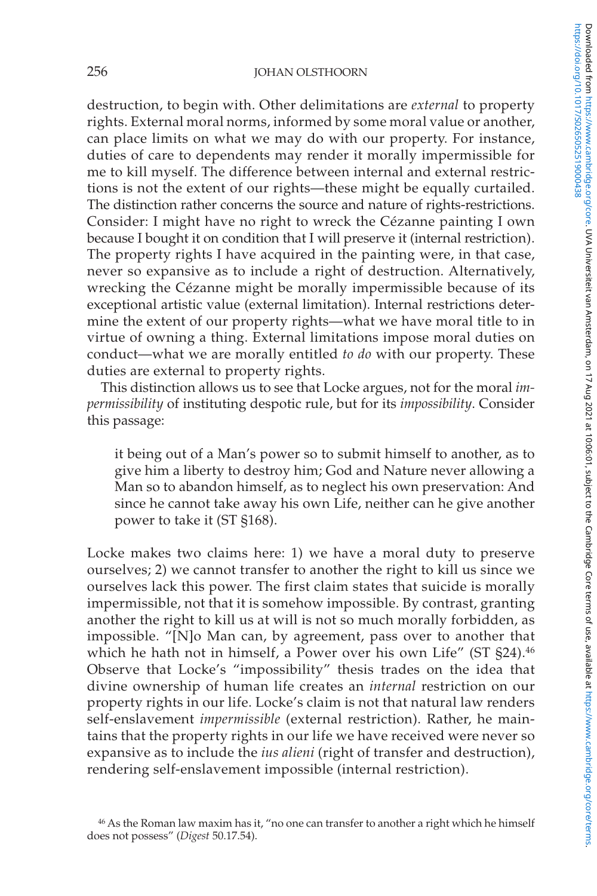destruction, to begin with. Other delimitations are *external* to property rights. External moral norms, informed by some moral value or another, can place limits on what we may do with our property. For instance, duties of care to dependents may render it morally impermissible for me to kill myself. The difference between internal and external restrictions is not the extent of our rights—these might be equally curtailed. The distinction rather concerns the source and nature of rights-restrictions. Consider: I might have no right to wreck the Cézanne painting I own because I bought it on condition that I will preserve it (internal restriction). The property rights I have acquired in the painting were, in that case, never so expansive as to include a right of destruction. Alternatively, wrecking the Cézanne might be morally impermissible because of its exceptional artistic value (external limitation). Internal restrictions determine the extent of our property rights—what we have moral title to in virtue of owning a thing. External limitations impose moral duties on conduct—what we are morally entitled *to do* with our property. These duties are external to property rights.

This distinction allows us to see that Locke argues, not for the moral *impermissibility* of instituting despotic rule, but for its *impossibility*. Consider this passage:

> it being out of a Man's power so to submit himself to another, as to give him a liberty to destroy him; God and Nature never allowing a Man so to abandon himself, as to neglect his own preservation: And since he cannot take away his own Life, neither can he give another power to take it (ST §168).

Locke makes two claims here: 1) we have a moral duty to preserve ourselves; 2) we cannot transfer to another the right to kill us since we ourselves lack this power. The first claim states that suicide is morally impermissible, not that it is somehow impossible. By contrast, granting another the right to kill us at will is not so much morally forbidden, as impossible. "[N]o Man can, by agreement, pass over to another that which he hath not in himself, a Power over his own Life" (ST §24).[46] Observe that Locke's "impossibility" thesis trades on the idea that divine ownership of human life creates an *internal* restriction on our property rights in our life. Locke's claim is not that natural law renders self-enslavement *impermissible* (external restriction). Rather, he maintains that the property rights in our life we have received were never so expansive as to include the *ius alieni* (right of transfer and destruction), rendering self-enslavement impossible (internal restriction).

[46] As the Roman law maxim has it, "no one can transfer to another a right which he himself does not possess" (*Digest* 50.17.54).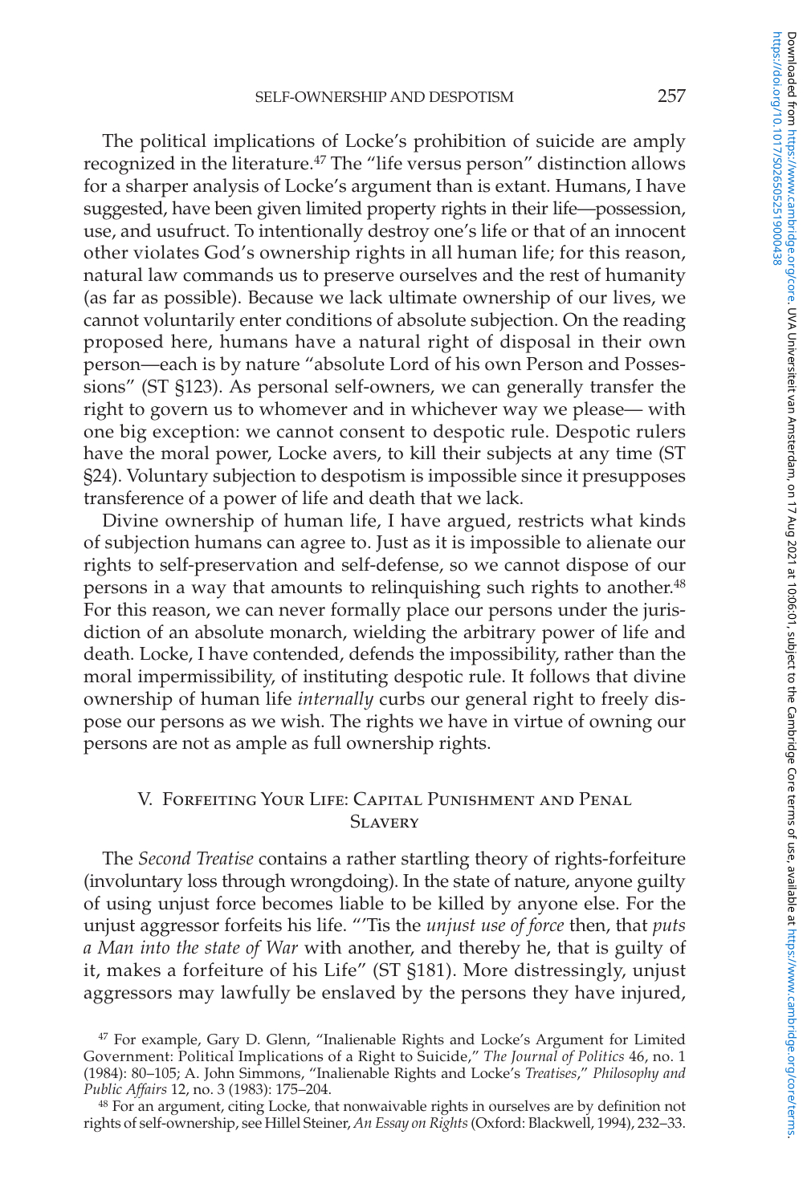The political implications of Locke's prohibition of suicide are amply recognized in the literature.[47] The "life versus person" distinction allows for a sharper analysis of Locke's argument than is extant. Humans, I have suggested, have been given limited property rights in their life—possession, use, and usufruct. To intentionally destroy one's life or that of an innocent other violates God's ownership rights in all human life; for this reason, natural law commands us to preserve ourselves and the rest of humanity (as far as possible). Because we lack ultimate ownership of our lives, we cannot voluntarily enter conditions of absolute subjection. On the reading proposed here, humans have a natural right of disposal in their own person—each is by nature "absolute Lord of his own Person and Possessions" (ST §123). As personal self-owners, we can generally transfer the right to govern us to whomever and in whichever way we please— with one big exception: we cannot consent to despotic rule. Despotic rulers have the moral power, Locke avers, to kill their subjects at any time (ST §24). Voluntary subjection to despotism is impossible since it presupposes transference of a power of life and death that we lack.

Divine ownership of human life, I have argued, restricts what kinds of subjection humans can agree to. Just as it is impossible to alienate our rights to self-preservation and self-defense, so we cannot dispose of our persons in a way that amounts to relinquishing such rights to another.[48] For this reason, we can never formally place our persons under the jurisdiction of an absolute monarch, wielding the arbitrary power of life and death. Locke, I have contended, defends the impossibility, rather than the moral impermissibility, of instituting despotic rule. It follows that divine ownership of human life *internally* curbs our general right to freely dispose our persons as we wish. The rights we have in virtue of owning our persons are not as ample as full ownership rights.

## V. Forfeiting Your Life: Capital Punishment and Penal Slavery

The *Second Treatise* contains a rather startling theory of rights-forfeiture (involuntary loss through wrongdoing). In the state of nature, anyone guilty of using unjust force becomes liable to be killed by anyone else. For the unjust aggressor forfeits his life. "'Tis the *unjust use of force* then, that *puts a Man into the state of War* with another, and thereby he, that is guilty of it, makes a forfeiture of his Life" (ST §181). More distressingly, unjust aggressors may lawfully be enslaved by the persons they have injured,

---

[47] For example, Gary D. Glenn, "Inalienable Rights and Locke's Argument for Limited Government: Political Implications of a Right to Suicide," *The Journal of Politics* 46, no. 1 (1984): 80–105; A. John Simmons, "Inalienable Rights and Locke's *Treatises*," *Philosophy and Public Affairs* 12, no. 3 (1983): 175–204.

[48] For an argument, citing Locke, that nonwaivable rights in ourselves are by definition not rights of self-ownership, see Hillel Steiner, *An Essay on Rights* (Oxford: Blackwell, 1994), 232–33.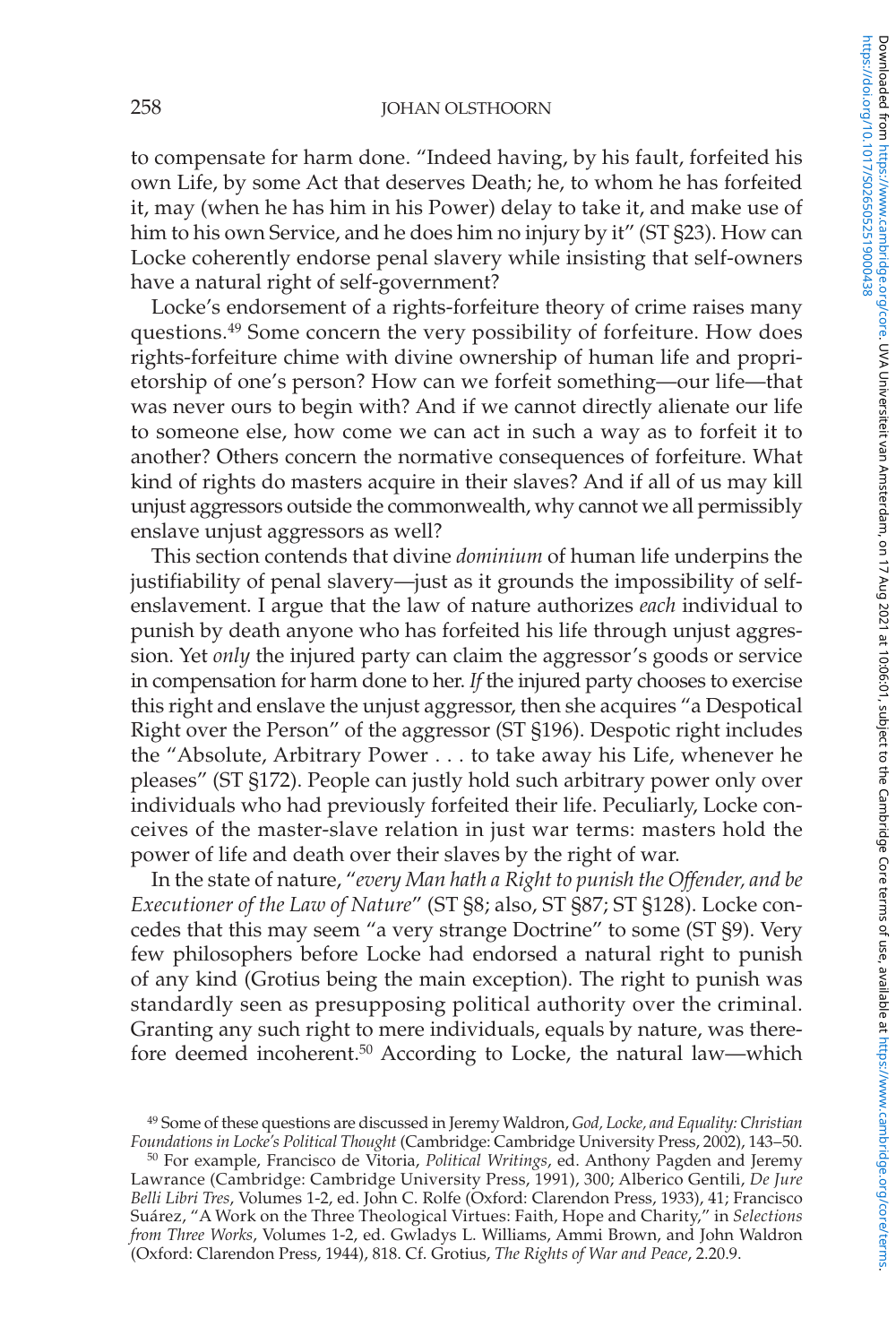to compensate for harm done. "Indeed having, by his fault, forfeited his own Life, by some Act that deserves Death; he, to whom he has forfeited it, may (when he has him in his Power) delay to take it, and make use of him to his own Service, and he does him no injury by it" (ST §23). How can Locke coherently endorse penal slavery while insisting that self-owners have a natural right of self-government?

Locke's endorsement of a rights-forfeiture theory of crime raises many questions.[49] Some concern the very possibility of forfeiture. How does rights-forfeiture chime with divine ownership of human life and proprietorship of one's person? How can we forfeit something—our life—that was never ours to begin with? And if we cannot directly alienate our life to someone else, how come we can act in such a way as to forfeit it to another? Others concern the normative consequences of forfeiture. What kind of rights do masters acquire in their slaves? And if all of us may kill unjust aggressors outside the commonwealth, why cannot we all permissibly enslave unjust aggressors as well?

This section contends that divine *dominium* of human life underpins the justifiability of penal slavery—just as it grounds the impossibility of self-enslavement. I argue that the law of nature authorizes *each* individual to punish by death anyone who has forfeited his life through unjust aggression. Yet *only* the injured party can claim the aggressor's goods or service in compensation for harm done to her. *If* the injured party chooses to exercise this right and enslave the unjust aggressor, then she acquires "a Despotical Right over the Person" of the aggressor (ST §196). Despotic right includes the "Absolute, Arbitrary Power . . . to take away his Life, whenever he pleases" (ST §172). People can justly hold such arbitrary power only over individuals who had previously forfeited their life. Peculiarly, Locke conceives of the master-slave relation in just war terms: masters hold the power of life and death over their slaves by the right of war.

In the state of nature, "*every Man hath a Right to punish the Offender, and be Executioner of the Law of Nature*" (ST §8; also, ST §87; ST §128). Locke concedes that this may seem "a very strange Doctrine" to some (ST §9). Very few philosophers before Locke had endorsed a natural right to punish of any kind (Grotius being the main exception). The right to punish was standardly seen as presupposing political authority over the criminal. Granting any such right to mere individuals, equals by nature, was therefore deemed incoherent.[50] According to Locke, the natural law—which

[49] Some of these questions are discussed in Jeremy Waldron, *God, Locke, and Equality: Christian Foundations in Locke's Political Thought* (Cambridge: Cambridge University Press, 2002), 143–50.

[50] For example, Francisco de Vitoria, *Political Writings*, ed. Anthony Pagden and Jeremy Lawrance (Cambridge: Cambridge University Press, 1991), 300; Alberico Gentili, *De Jure Belli Libri Tres*, Volumes 1-2, ed. John C. Rolfe (Oxford: Clarendon Press, 1933), 41; Francisco Suárez, "A Work on the Three Theological Virtues: Faith, Hope and Charity," in *Selections from Three Works*, Volumes 1-2, ed. Gwladys L. Williams, Ammi Brown, and John Waldron (Oxford: Clarendon Press, 1944), 818. Cf. Grotius, *The Rights of War and Peace*, 2.20.9.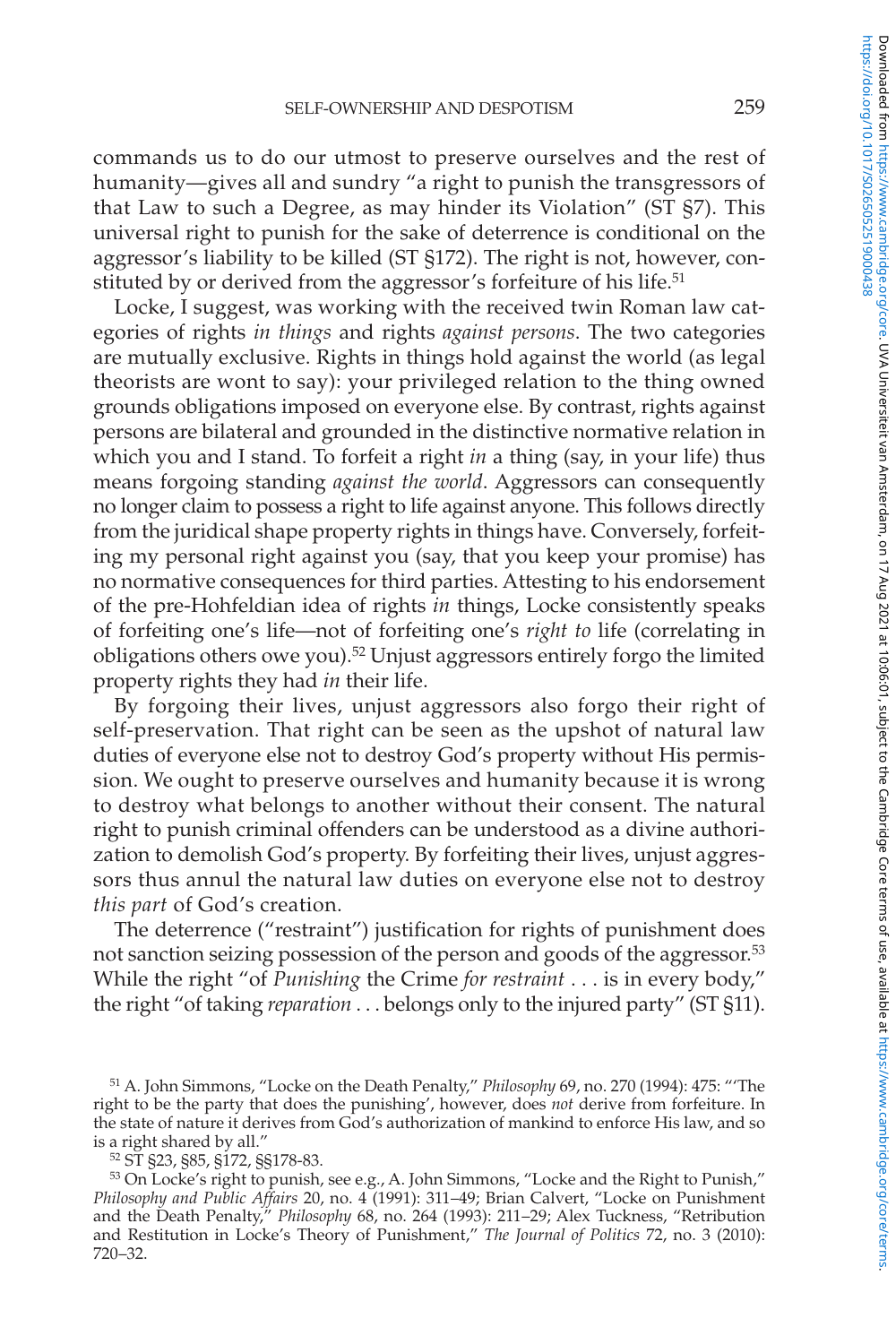commands us to do our utmost to preserve ourselves and the rest of humanity—gives all and sundry "a right to punish the transgressors of that Law to such a Degree, as may hinder its Violation" (ST §7). This universal right to punish for the sake of deterrence is conditional on the aggressor's liability to be killed (ST §172). The right is not, however, constituted by or derived from the aggressor's forfeiture of his life.[51]

Locke, I suggest, was working with the received twin Roman law categories of rights *in things* and rights *against persons*. The two categories are mutually exclusive. Rights in things hold against the world (as legal theorists are wont to say): your privileged relation to the thing owned grounds obligations imposed on everyone else. By contrast, rights against persons are bilateral and grounded in the distinctive normative relation in which you and I stand. To forfeit a right *in* a thing (say, in your life) thus means forgoing standing *against the world*. Aggressors can consequently no longer claim to possess a right to life against anyone. This follows directly from the juridical shape property rights in things have. Conversely, forfeiting my personal right against you (say, that you keep your promise) has no normative consequences for third parties. Attesting to his endorsement of the pre-Hohfeldian idea of rights *in* things, Locke consistently speaks of forfeiting one's life—not of forfeiting one's *right to* life (correlating in obligations others owe you).[52] Unjust aggressors entirely forgo the limited property rights they had *in* their life.

By forgoing their lives, unjust aggressors also forgo their right of self-preservation. That right can be seen as the upshot of natural law duties of everyone else not to destroy God's property without His permission. We ought to preserve ourselves and humanity because it is wrong to destroy what belongs to another without their consent. The natural right to punish criminal offenders can be understood as a divine authorization to demolish God's property. By forfeiting their lives, unjust aggressors thus annul the natural law duties on everyone else not to destroy *this part* of God's creation.

The deterrence ("restraint") justification for rights of punishment does not sanction seizing possession of the person and goods of the aggressor.[53] While the right "of *Punishing* the Crime *for restraint* . . . is in every body," the right "of taking *reparation* . . . belongs only to the injured party" (ST §11).

[51] A. John Simmons, "Locke on the Death Penalty," *Philosophy* 69, no. 270 (1994): 475: "'The right to be the party that does the punishing', however, does *not* derive from forfeiture. In the state of nature it derives from God's authorization of mankind to enforce His law, and so is a right shared by all."

[52] ST §23, §85, §172, §§178-83.

[53] On Locke's right to punish, see e.g., A. John Simmons, "Locke and the Right to Punish," *Philosophy and Public Affairs* 20, no. 4 (1991): 311–49; Brian Calvert, "Locke on Punishment and the Death Penalty," *Philosophy* 68, no. 264 (1993): 211–29; Alex Tuckness, "Retribution and Restitution in Locke's Theory of Punishment," *The Journal of Politics* 72, no. 3 (2010): 720–32.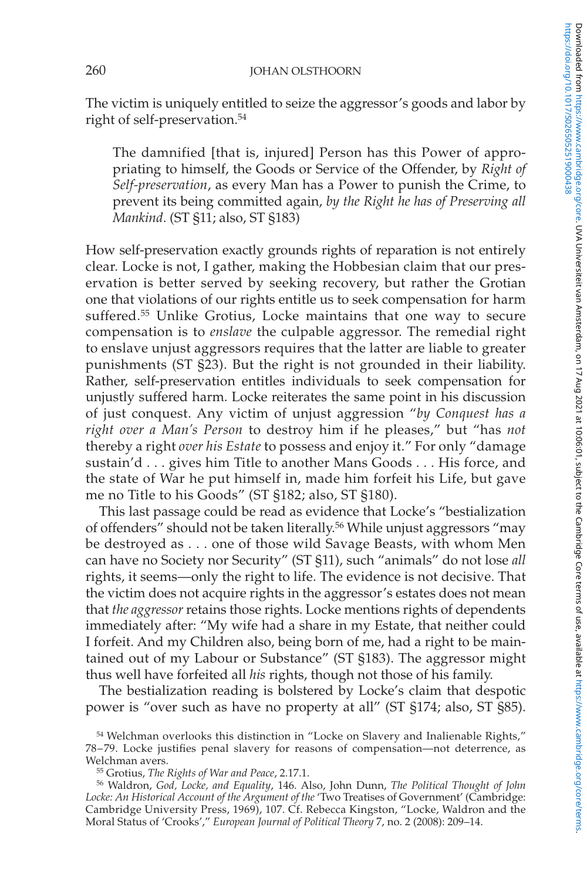The victim is uniquely entitled to seize the aggressor's goods and labor by right of self-preservation.[54]

> The damnified [that is, injured] Person has this Power of appropriating to himself, the Goods or Service of the Offender, by *Right of Self-preservation*, as every Man has a Power to punish the Crime, to prevent its being committed again, *by the Right he has of Preserving all Mankind*. (ST §11; also, ST §183)

How self-preservation exactly grounds rights of reparation is not entirely clear. Locke is not, I gather, making the Hobbesian claim that our preservation is better served by seeking recovery, but rather the Grotian one that violations of our rights entitle us to seek compensation for harm suffered.[55] Unlike Grotius, Locke maintains that one way to secure compensation is to *enslave* the culpable aggressor. The remedial right to enslave unjust aggressors requires that the latter are liable to greater punishments (ST §23). But the right is not grounded in their liability. Rather, self-preservation entitles individuals to seek compensation for unjustly suffered harm. Locke reiterates the same point in his discussion of just conquest. Any victim of unjust aggression "*by Conquest has a right over a Man's Person* to destroy him if he pleases," but "has *not* thereby a right *over his Estate* to possess and enjoy it." For only "damage sustain'd . . . gives him Title to another Mans Goods . . . His force, and the state of War he put himself in, made him forfeit his Life, but gave me no Title to his Goods" (ST §182; also, ST §180).

This last passage could be read as evidence that Locke's "bestialization of offenders" should not be taken literally.[56] While unjust aggressors "may be destroyed as . . . one of those wild Savage Beasts, with whom Men can have no Society nor Security" (ST §11), such "animals" do not lose *all* rights, it seems—only the right to life. The evidence is not decisive. That the victim does not acquire rights in the aggressor's estates does not mean that *the aggressor* retains those rights. Locke mentions rights of dependents immediately after: "My wife had a share in my Estate, that neither could I forfeit. And my Children also, being born of me, had a right to be maintained out of my Labour or Substance" (ST §183). The aggressor might thus well have forfeited all *his* rights, though not those of his family.

The bestialization reading is bolstered by Locke's claim that despotic power is "over such as have no property at all" (ST §174; also, ST §85).

[54] Welchman overlooks this distinction in "Locke on Slavery and Inalienable Rights," 78–79. Locke justifies penal slavery for reasons of compensation—not deterrence, as Welchman avers.

[55] Grotius, *The Rights of War and Peace*, 2.17.1.

[56] Waldron, *God, Locke, and Equality*, 146. Also, John Dunn, *The Political Thought of John Locke: An Historical Account of the Argument of the* 'Two Treatises of Government' (Cambridge: Cambridge University Press, 1969), 107. Cf. Rebecca Kingston, "Locke, Waldron and the Moral Status of 'Crooks'," *European Journal of Political Theory* 7, no. 2 (2008): 209–14.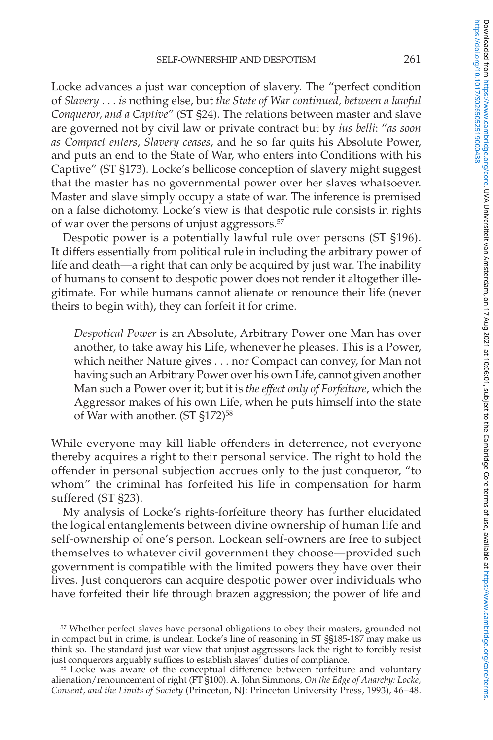Locke advances a just war conception of slavery. The "perfect condition of *Slavery* . . . *is* nothing else, but *the State of War continued, between a lawful Conqueror, and a Captive*" (ST §24). The relations between master and slave are governed not by civil law or private contract but by *ius belli*: "*as soon as Compact enters*, *Slavery ceases*, and he so far quits his Absolute Power, and puts an end to the State of War, who enters into Conditions with his Captive" (ST §173). Locke's bellicose conception of slavery might suggest that the master has no governmental power over her slaves whatsoever. Master and slave simply occupy a state of war. The inference is premised on a false dichotomy. Locke's view is that despotic rule consists in rights of war over the persons of unjust aggressors.[57]

Despotic power is a potentially lawful rule over persons (ST §196). It differs essentially from political rule in including the arbitrary power of life and death—a right that can only be acquired by just war. The inability of humans to consent to despotic power does not render it altogether illegitimate. For while humans cannot alienate or renounce their life (never theirs to begin with), they can forfeit it for crime.

> *Despotical Power* is an Absolute, Arbitrary Power one Man has over another, to take away his Life, whenever he pleases. This is a Power, which neither Nature gives . . . nor Compact can convey, for Man not having such an Arbitrary Power over his own Life, cannot given another Man such a Power over it; but it is *the effect only of Forfeiture*, which the Aggressor makes of his own Life, when he puts himself into the state of War with another. (ST §172)[58]

While everyone may kill liable offenders in deterrence, not everyone thereby acquires a right to their personal service. The right to hold the offender in personal subjection accrues only to the just conqueror, "to whom" the criminal has forfeited his life in compensation for harm suffered (ST §23).

My analysis of Locke's rights-forfeiture theory has further elucidated the logical entanglements between divine ownership of human life and self-ownership of one's person. Lockean self-owners are free to subject themselves to whatever civil government they choose—provided such government is compatible with the limited powers they have over their lives. Just conquerors can acquire despotic power over individuals who have forfeited their life through brazen aggression; the power of life and

[57] Whether perfect slaves have personal obligations to obey their masters, grounded not in compact but in crime, is unclear. Locke's line of reasoning in ST §§185-187 may make us think so. The standard just war view that unjust aggressors lack the right to forcibly resist just conquerors arguably suffices to establish slaves' duties of compliance.

[58] Locke was aware of the conceptual difference between forfeiture and voluntary alienation/renouncement of right (FT §100). A. John Simmons, *On the Edge of Anarchy: Locke, Consent, and the Limits of Society* (Princeton, NJ: Princeton University Press, 1993), 46–48.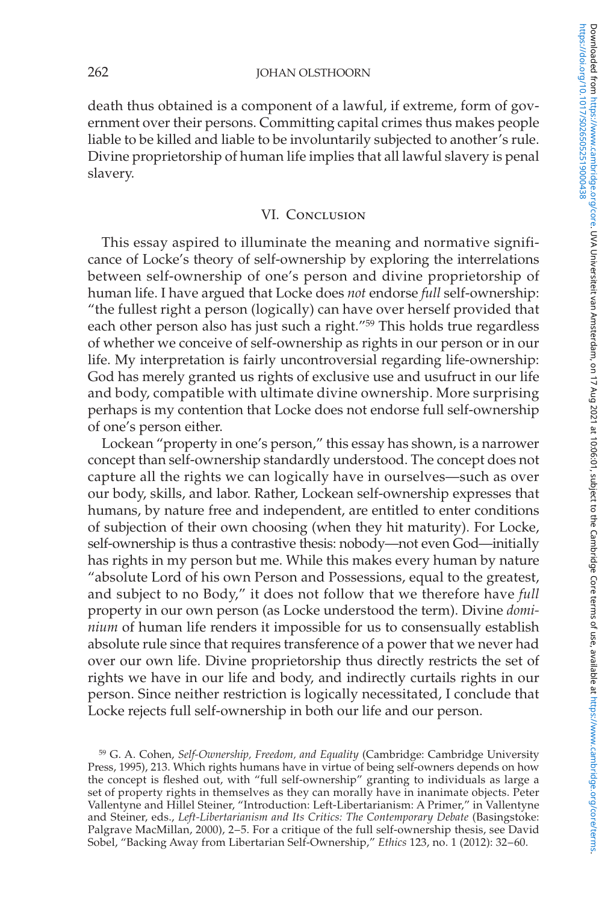death thus obtained is a component of a lawful, if extreme, form of government over their persons. Committing capital crimes thus makes people liable to be killed and liable to be involuntarily subjected to another's rule. Divine proprietorship of human life implies that all lawful slavery is penal slavery.

## VI. Conclusion

This essay aspired to illuminate the meaning and normative significance of Locke's theory of self-ownership by exploring the interrelations between self-ownership of one's person and divine proprietorship of human life. I have argued that Locke does *not* endorse *full* self-ownership: "the fullest right a person (logically) can have over herself provided that each other person also has just such a right."[59] This holds true regardless of whether we conceive of self-ownership as rights in our person or in our life. My interpretation is fairly uncontroversial regarding life-ownership: God has merely granted us rights of exclusive use and usufruct in our life and body, compatible with ultimate divine ownership. More surprising perhaps is my contention that Locke does not endorse full self-ownership of one's person either.

Lockean "property in one's person," this essay has shown, is a narrower concept than self-ownership standardly understood. The concept does not capture all the rights we can logically have in ourselves—such as over our body, skills, and labor. Rather, Lockean self-ownership expresses that humans, by nature free and independent, are entitled to enter conditions of subjection of their own choosing (when they hit maturity). For Locke, self-ownership is thus a contrastive thesis: nobody—not even God—initially has rights in my person but me. While this makes every human by nature "absolute Lord of his own Person and Possessions, equal to the greatest, and subject to no Body," it does not follow that we therefore have *full* property in our own person (as Locke understood the term). Divine *dominium* of human life renders it impossible for us to consensually establish absolute rule since that requires transference of a power that we never had over our own life. Divine proprietorship thus directly restricts the set of rights we have in our life and body, and indirectly curtails rights in our person. Since neither restriction is logically necessitated, I conclude that Locke rejects full self-ownership in both our life and our person.

[59] G. A. Cohen, *Self-Ownership, Freedom, and Equality* (Cambridge: Cambridge University Press, 1995), 213. Which rights humans have in virtue of being self-owners depends on how the concept is fleshed out, with "full self-ownership" granting to individuals as large a set of property rights in themselves as they can morally have in inanimate objects. Peter Vallentyne and Hillel Steiner, "Introduction: Left-Libertarianism: A Primer," in Vallentyne and Steiner, eds., *Left-Libertarianism and Its Critics: The Contemporary Debate* (Basingstoke: Palgrave MacMillan, 2000), 2–5. For a critique of the full self-ownership thesis, see David Sobel, "Backing Away from Libertarian Self-Ownership," *Ethics* 123, no. 1 (2012): 32–60.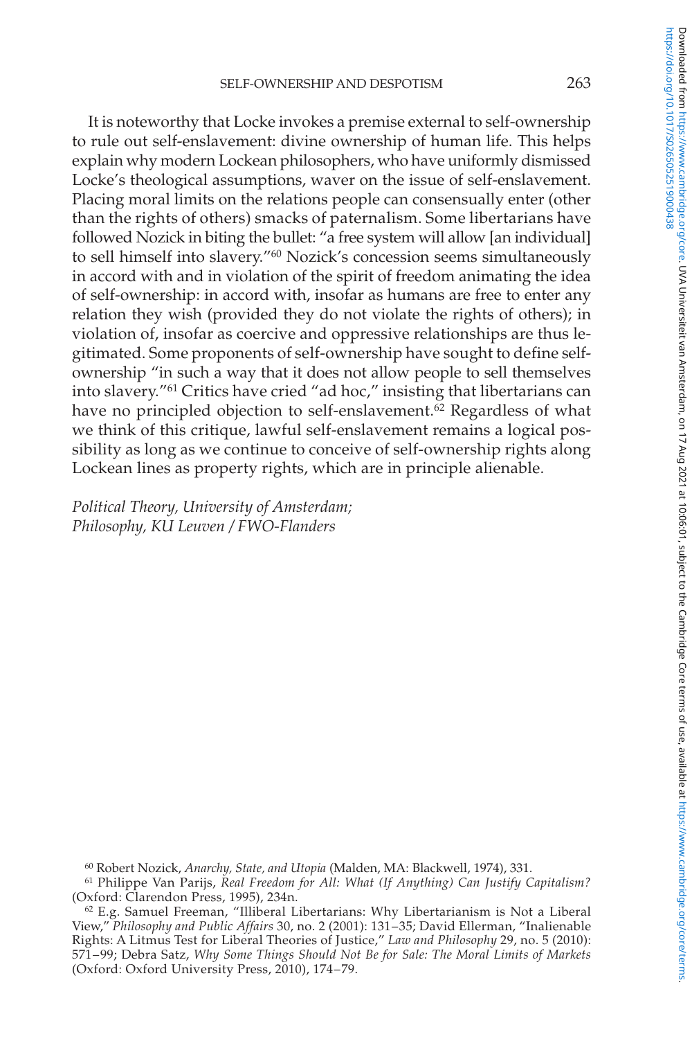It is noteworthy that Locke invokes a premise external to self-ownership to rule out self-enslavement: divine ownership of human life. This helps explain why modern Lockean philosophers, who have uniformly dismissed Locke's theological assumptions, waver on the issue of self-enslavement. Placing moral limits on the relations people can consensually enter (other than the rights of others) smacks of paternalism. Some libertarians have followed Nozick in biting the bullet: "a free system will allow [an individual] to sell himself into slavery."[60] Nozick's concession seems simultaneously in accord with and in violation of the spirit of freedom animating the idea of self-ownership: in accord with, insofar as humans are free to enter any relation they wish (provided they do not violate the rights of others); in violation of, insofar as coercive and oppressive relationships are thus legitimated. Some proponents of self-ownership have sought to define self-ownership "in such a way that it does not allow people to sell themselves into slavery."[61] Critics have cried "ad hoc," insisting that libertarians can have no principled objection to self-enslavement.[62] Regardless of what we think of this critique, lawful self-enslavement remains a logical possibility as long as we continue to conceive of self-ownership rights along Lockean lines as property rights, which are in principle alienable.

*Political Theory, University of Amsterdam;*
*Philosophy, KU Leuven / FWO-Flanders*

[60] Robert Nozick, *Anarchy, State, and Utopia* (Malden, MA: Blackwell, 1974), 331.

[61] Philippe Van Parijs, *Real Freedom for All: What (If Anything) Can Justify Capitalism?* (Oxford: Clarendon Press, 1995), 234n.

[62] E.g. Samuel Freeman, "Illiberal Libertarians: Why Libertarianism is Not a Liberal View," *Philosophy and Public Affairs* 30, no. 2 (2001): 131–35; David Ellerman, "Inalienable Rights: A Litmus Test for Liberal Theories of Justice," *Law and Philosophy* 29, no. 5 (2010): 571–99; Debra Satz, *Why Some Things Should Not Be for Sale: The Moral Limits of Markets* (Oxford: Oxford University Press, 2010), 174–79.